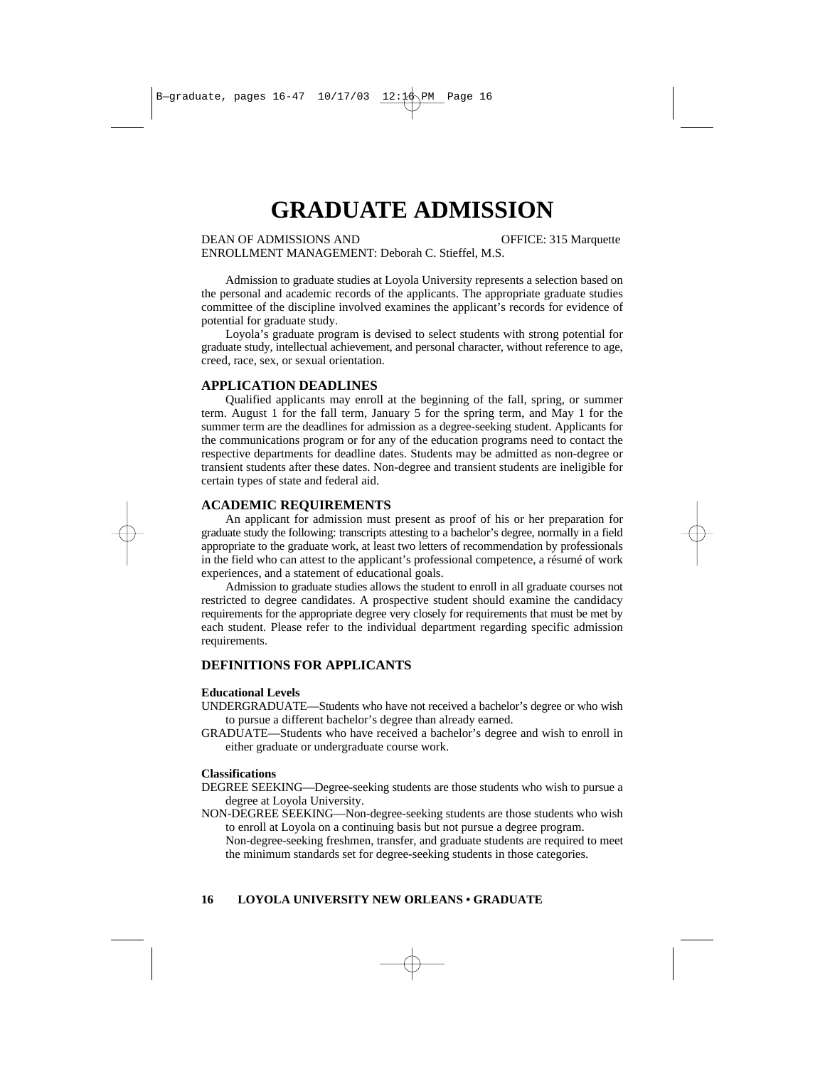# GRADUATE ADMISSION

DEAN OF ADMISSIONS AND ENROLLMENT MANAGEMENT: Deborah C. Stieffel, M.S. OFFICE: 315 Marquette

Admission to graduate studies at Loyola University represents a selection based on the personal and academic records of the applicants. The appropriate graduate studies committee of the discipline involved examines the applicant's records for evidence of potential for graduate study.

Loyola's graduate program is devised to select students with strong potential for graduate study, intellectual achievement, and personal character, without reference to age, creed, race, sex, or sexual orientation.

## APPLICATION DEADLINES

Qualified applicants may enroll at the beginning of the fall, spring, or summer term. August 1 for the fall term, January 5 for the spring term, and May 1 for the summer term are the deadlines for admission as a degree-seeking student. Applicants for the communications program or for any of the education programs need to contact the respective departments for deadline dates. Students may be admitted as non-degree or transient students after these dates. Non-degree and transient students are ineligible for certain types of state and federal aid.

## ACADEMIC REQUIREMENTS

An applicant for admission must present as proof of his or her preparation for graduate study the following: transcripts attesting to a bachelor's degree, normally in a field appropriate to the graduate work, at least two letters of recommendation by professionals in the field who can attest to the applicant's professional competence, a résumé of work experiences, and a statement of educational goals.

Admission to graduate studies allows the student to enroll in all graduate courses not restricted to degree candidates. A prospective student should examine the candidacy requirements for the appropriate degree very closely for requirements that must be met by each student. Please refer to the individual department regarding specific admission requirements.

## DEFINITIONS FOR APPLICANTS

### Educational Levels

UNDERGRADUATE—Students who have not received a bachelor's degree or who wish to pursue a different bachelor's degree than already earned.

GRADUATE—Students who have received a bachelor's degree and wish to enroll in either graduate or undergraduate course work.

### Classifications

DEGREE SEEKING—Degree-seeking students are those students who wish to pursue a degree at Loyola University.

NON-DEGREE SEEKING—Non-degree-seeking students are those students who wish to enroll at Loyola on a continuing basis but not pursue a degree program. Non-degree-seeking freshmen, transfer, and graduate students are required to meet the minimum standards set for degree-seeking students in those categories.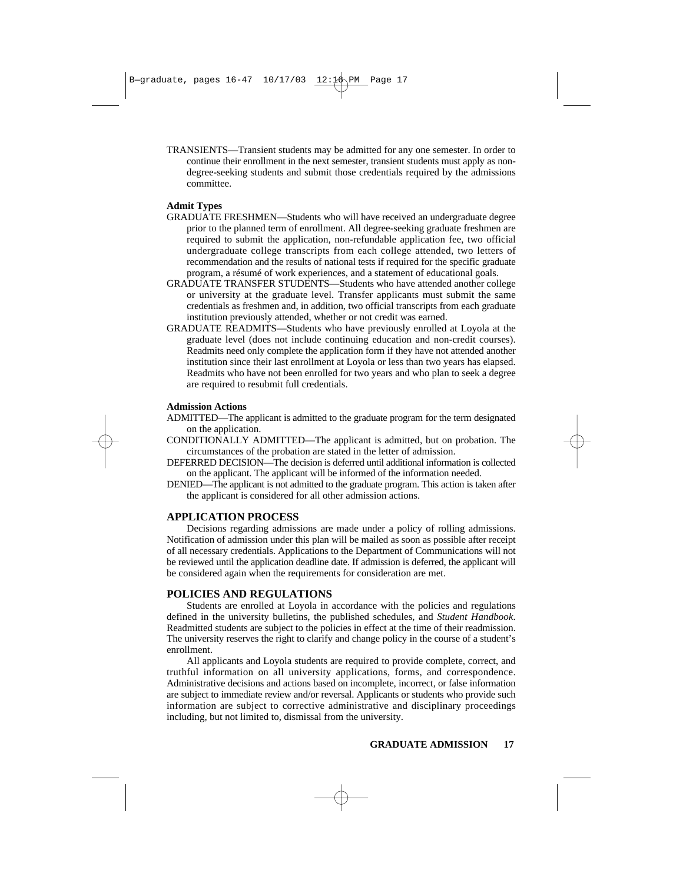TRANSIENTS—Transient students may be admitted for any one semester. In order to continue their enrollment in the next semester, transient students must apply as non-degree-seeking students and submit those credentials required by the admissions committee.

**Admit Types**

GRADUATE FRESHMEN—Students who will have received an undergraduate degree prior to the planned term of enrollment. All degree-seeking graduate freshmen are required to submit the application, non-refundable application fee, two official undergraduate college transcripts from each college attended, two letters of recommendation and the results of national tests if required for the specific graduate program, a résumé of work experiences, and a statement of educational goals.

GRADUATE TRANSFER STUDENTS—Students who have attended another college or university at the graduate level. Transfer applicants must submit the same credentials as freshmen and, in addition, two official transcripts from each graduate institution previously attended, whether or not credit was earned.

GRADUATE READMITS—Students who have previously enrolled at Loyola at the graduate level (does not include continuing education and non-credit courses). Readmits need only complete the application form if they have not attended another institution since their last enrollment at Loyola or less than two years has elapsed. Readmits who have not been enrolled for two years and who plan to seek a degree are required to resubmit full credentials.

**Admission Actions**

ADMITTED—The applicant is admitted to the graduate program for the term designated on the application.

CONDITIONALLY ADMITTED—The applicant is admitted, but on probation. The circumstances of the probation are stated in the letter of admission.

DEFERRED DECISION—The decision is deferred until additional information is collected on the applicant. The applicant will be informed of the information needed.

DENIED—The applicant is not admitted to the graduate program. This action is taken after the applicant is considered for all other admission actions.

## APPLICATION PROCESS

Decisions regarding admissions are made under a policy of rolling admissions. Notification of admission under this plan will be mailed as soon as possible after receipt of all necessary credentials. Applications to the Department of Communications will not be reviewed until the application deadline date. If admission is deferred, the applicant will be considered again when the requirements for consideration are met.

## POLICIES AND REGULATIONS

Students are enrolled at Loyola in accordance with the policies and regulations defined in the university bulletins, the published schedules, and *Student Handbook*. Readmitted students are subject to the policies in effect at the time of their readmission. The university reserves the right to clarify and change policy in the course of a student's enrollment.

All applicants and Loyola students are required to provide complete, correct, and truthful information on all university applications, forms, and correspondence. Administrative decisions and actions based on incomplete, incorrect, or false information are subject to immediate review and/or reversal. Applicants or students who provide such information are subject to corrective administrative and disciplinary proceedings including, but not limited to, dismissal from the university.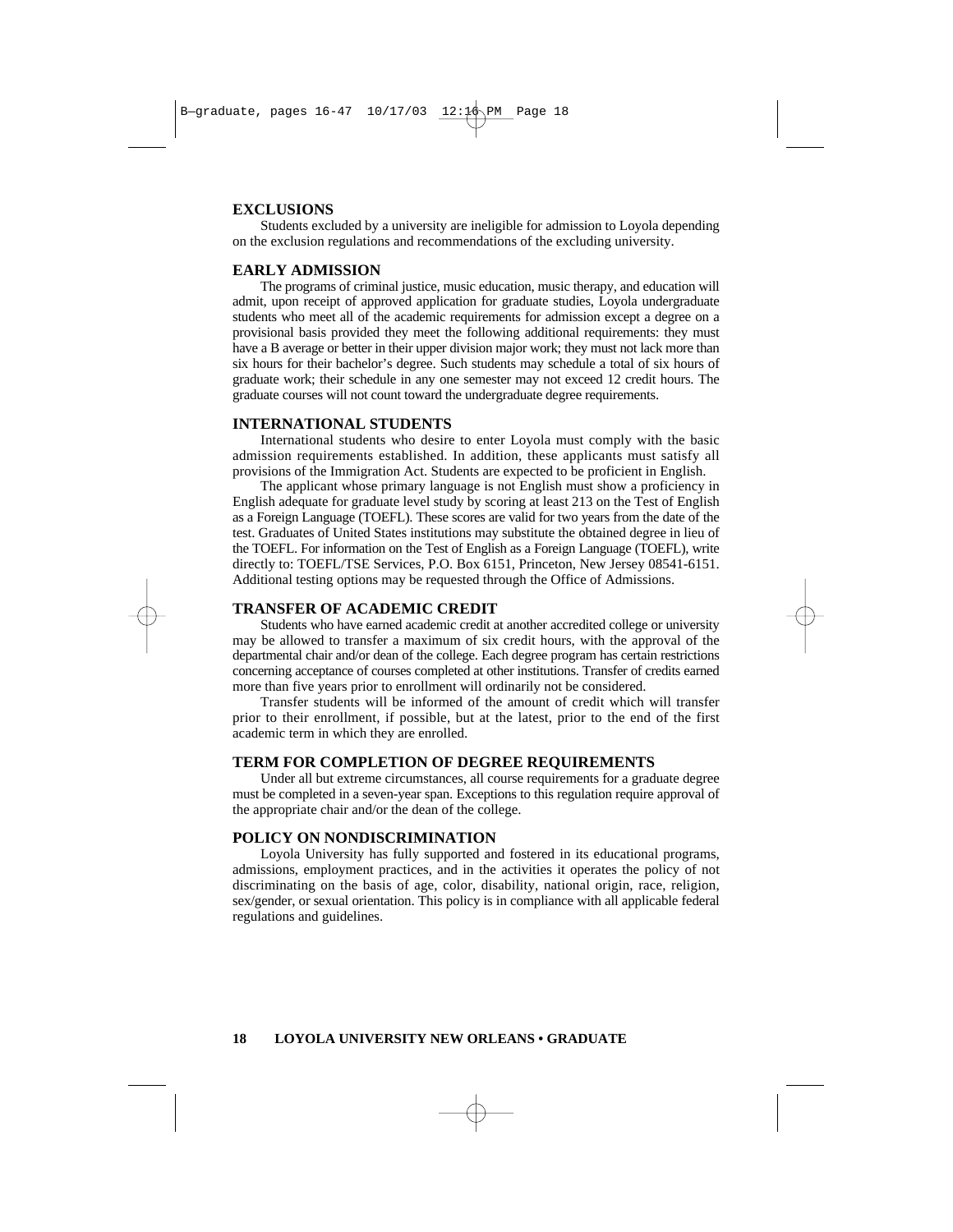## EXCLUSIONS

Students excluded by a university are ineligible for admission to Loyola depending on the exclusion regulations and recommendations of the excluding university.

## EARLY ADMISSION

The programs of criminal justice, music education, music therapy, and education will admit, upon receipt of approved application for graduate studies, Loyola undergraduate students who meet all of the academic requirements for admission except a degree on a provisional basis provided they meet the following additional requirements: they must have a B average or better in their upper division major work; they must not lack more than six hours for their bachelor's degree. Such students may schedule a total of six hours of graduate work; their schedule in any one semester may not exceed 12 credit hours. The graduate courses will not count toward the undergraduate degree requirements.

## INTERNATIONAL STUDENTS

International students who desire to enter Loyola must comply with the basic admission requirements established. In addition, these applicants must satisfy all provisions of the Immigration Act. Students are expected to be proficient in English.

The applicant whose primary language is not English must show a proficiency in English adequate for graduate level study by scoring at least 213 on the Test of English as a Foreign Language (TOEFL). These scores are valid for two years from the date of the test. Graduates of United States institutions may substitute the obtained degree in lieu of the TOEFL. For information on the Test of English as a Foreign Language (TOEFL), write directly to: TOEFL/TSE Services, P.O. Box 6151, Princeton, New Jersey 08541-6151. Additional testing options may be requested through the Office of Admissions.

## TRANSFER OF ACADEMIC CREDIT

Students who have earned academic credit at another accredited college or university may be allowed to transfer a maximum of six credit hours, with the approval of the departmental chair and/or dean of the college. Each degree program has certain restrictions concerning acceptance of courses completed at other institutions. Transfer of credits earned more than five years prior to enrollment will ordinarily not be considered.

Transfer students will be informed of the amount of credit which will transfer prior to their enrollment, if possible, but at the latest, prior to the end of the first academic term in which they are enrolled.

## TERM FOR COMPLETION OF DEGREE REQUIREMENTS

Under all but extreme circumstances, all course requirements for a graduate degree must be completed in a seven-year span. Exceptions to this regulation require approval of the appropriate chair and/or the dean of the college.

## POLICY ON NONDISCRIMINATION

Loyola University has fully supported and fostered in its educational programs, admissions, employment practices, and in the activities it operates the policy of not discriminating on the basis of age, color, disability, national origin, race, religion, sex/gender, or sexual orientation. This policy is in compliance with all applicable federal regulations and guidelines.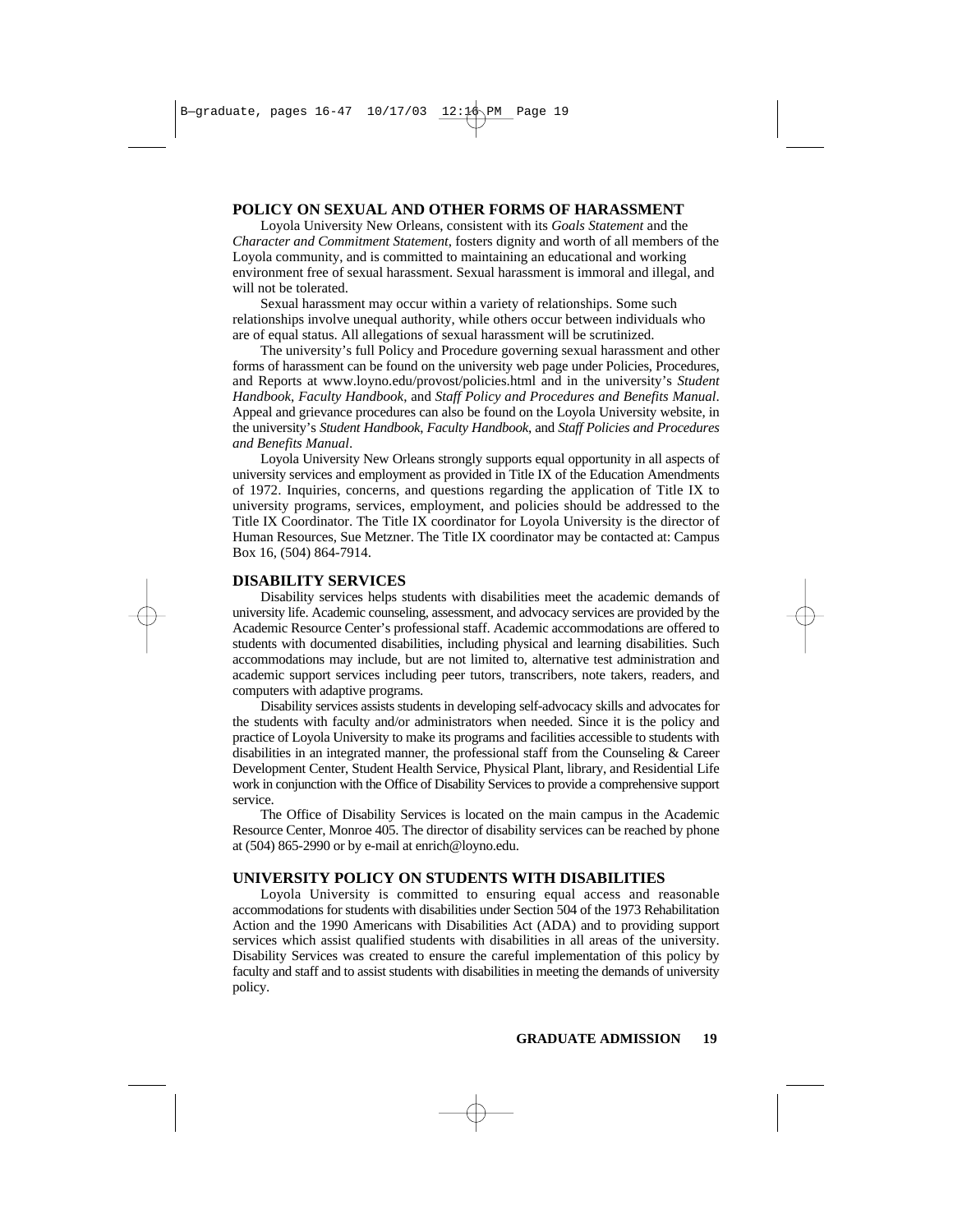## POLICY ON SEXUAL AND OTHER FORMS OF HARASSMENT

Loyola University New Orleans, consistent with its *Goals Statement* and the *Character and Commitment Statement*, fosters dignity and worth of all members of the Loyola community, and is committed to maintaining an educational and working environment free of sexual harassment. Sexual harassment is immoral and illegal, and will not be tolerated.

Sexual harassment may occur within a variety of relationships. Some such relationships involve unequal authority, while others occur between individuals who are of equal status. All allegations of sexual harassment will be scrutinized.

The university's full Policy and Procedure governing sexual harassment and other forms of harassment can be found on the university web page under Policies, Procedures, and Reports at www.loyno.edu/provost/policies.html and in the university's *Student Handbook*, *Faculty Handbook*, and *Staff Policy and Procedures and Benefits Manual*. Appeal and grievance procedures can also be found on the Loyola University website, in the university's *Student Handbook*, *Faculty Handbook*, and *Staff Policies and Procedures and Benefits Manual*.

Loyola University New Orleans strongly supports equal opportunity in all aspects of university services and employment as provided in Title IX of the Education Amendments of 1972. Inquiries, concerns, and questions regarding the application of Title IX to university programs, services, employment, and policies should be addressed to the Title IX Coordinator. The Title IX coordinator for Loyola University is the director of Human Resources, Sue Metzner. The Title IX coordinator may be contacted at: Campus Box 16, (504) 864-7914.

## DISABILITY SERVICES

Disability services helps students with disabilities meet the academic demands of university life. Academic counseling, assessment, and advocacy services are provided by the Academic Resource Center's professional staff. Academic accommodations are offered to students with documented disabilities, including physical and learning disabilities. Such accommodations may include, but are not limited to, alternative test administration and academic support services including peer tutors, transcribers, note takers, readers, and computers with adaptive programs.

Disability services assists students in developing self-advocacy skills and advocates for the students with faculty and/or administrators when needed. Since it is the policy and practice of Loyola University to make its programs and facilities accessible to students with disabilities in an integrated manner, the professional staff from the Counseling & Career Development Center, Student Health Service, Physical Plant, library, and Residential Life work in conjunction with the Office of Disability Services to provide a comprehensive support service.

The Office of Disability Services is located on the main campus in the Academic Resource Center, Monroe 405. The director of disability services can be reached by phone at (504) 865-2990 or by e-mail at enrich@loyno.edu.

## UNIVERSITY POLICY ON STUDENTS WITH DISABILITIES

Loyola University is committed to ensuring equal access and reasonable accommodations for students with disabilities under Section 504 of the 1973 Rehabilitation Action and the 1990 Americans with Disabilities Act (ADA) and to providing support services which assist qualified students with disabilities in all areas of the university. Disability Services was created to ensure the careful implementation of this policy by faculty and staff and to assist students with disabilities in meeting the demands of university policy.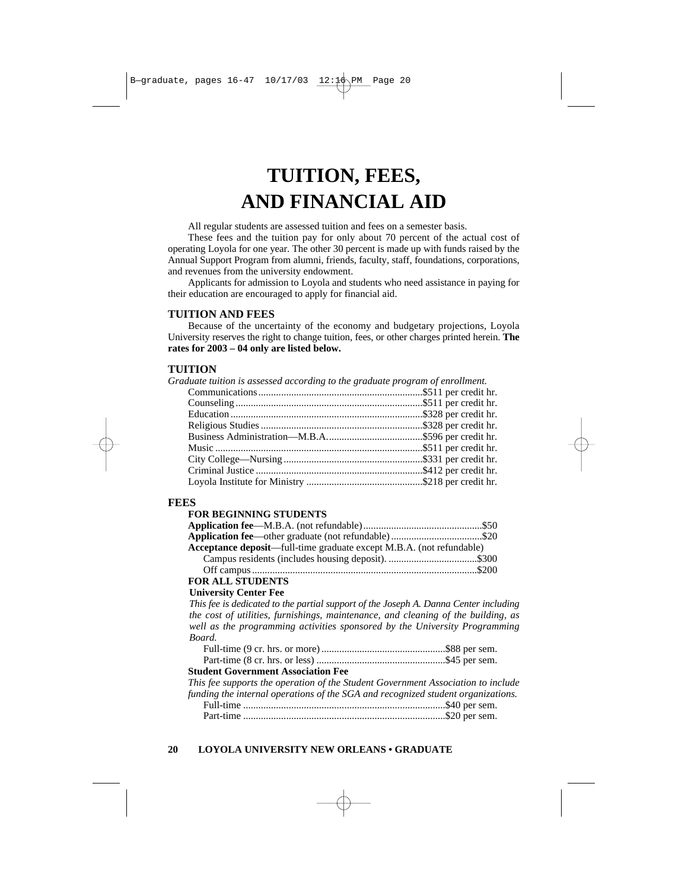# TUITION, FEES, AND FINANCIAL AID

All regular students are assessed tuition and fees on a semester basis.

These fees and the tuition pay for only about 70 percent of the actual cost of operating Loyola for one year. The other 30 percent is made up with funds raised by the Annual Support Program from alumni, friends, faculty, staff, foundations, corporations, and revenues from the university endowment.

Applicants for admission to Loyola and students who need assistance in paying for their education are encouraged to apply for financial aid.

## TUITION AND FEES

Because of the uncertainty of the economy and budgetary projections, Loyola University reserves the right to change tuition, fees, or other charges printed herein. **The rates for 2003 – 04 only are listed below.**

## TUITION

*Graduate tuition is assessed according to the graduate program of enrollment.*

| Program | Rate |
|---|---|
| Communications | $511 per credit hr. |
| Counseling | $511 per credit hr. |
| Education | $328 per credit hr. |
| Religious Studies | $328 per credit hr. |
| Business Administration—M.B.A. | $596 per credit hr. |
| Music | $511 per credit hr. |
| City College—Nursing | $331 per credit hr. |
| Criminal Justice | $412 per credit hr. |
| Loyola Institute for Ministry | $218 per credit hr. |

## FEES

### FOR BEGINNING STUDENTS

| Fee | Amount |
|---|---|
| **Application fee**—M.B.A. (not refundable) | $50 |
| **Application fee**—other graduate (not refundable) | $20 |
| **Acceptance deposit**—full-time graduate except M.B.A. (not refundable) | |
| Campus residents (includes housing deposit). | $300 |
| Off campus | $200 |

### FOR ALL STUDENTS

**University Center Fee**

*This fee is dedicated to the partial support of the Joseph A. Danna Center including the cost of utilities, furnishings, maintenance, and cleaning of the building, as well as the programming activities sponsored by the University Programming Board.*

| Status | Amount |
|---|---|
| Full-time (9 cr. hrs. or more) | $88 per sem. |
| Part-time (8 cr. hrs. or less) | $45 per sem. |

**Student Government Association Fee**

*This fee supports the operation of the Student Government Association to include funding the internal operations of the SGA and recognized student organizations.*

| Status | Amount |
|---|---|
| Full-time | $40 per sem. |
| Part-time | $20 per sem. |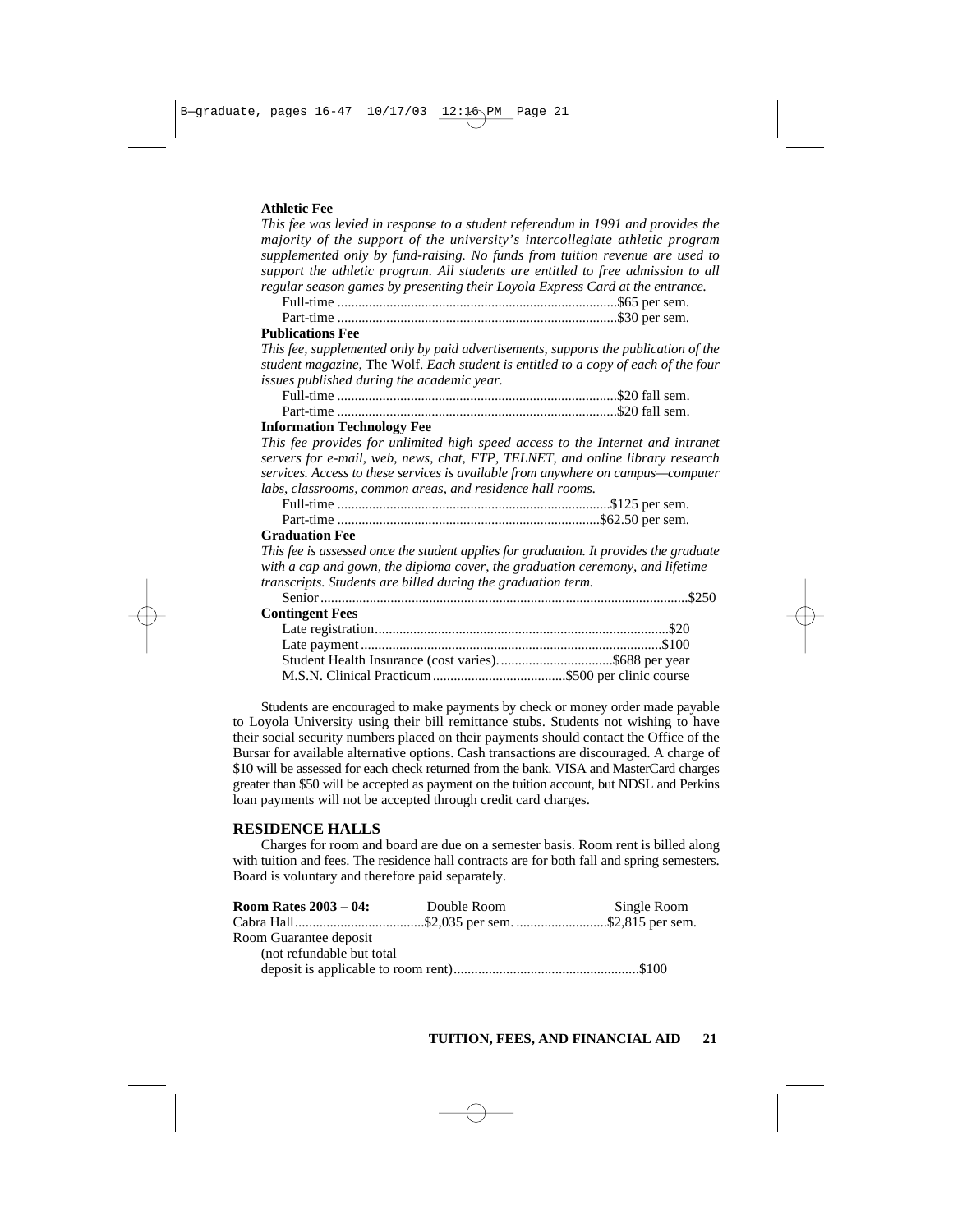**Athletic Fee**

*This fee was levied in response to a student referendum in 1991 and provides the majority of the support of the university's intercollegiate athletic program supplemented only by fund-raising. No funds from tuition revenue are used to support the athletic program. All students are entitled to free admission to all regular season games by presenting their Loyola Express Card at the entrance.*

Full-time ................................................................................$65 per sem.
Part-time ................................................................................$30 per sem.

**Publications Fee**

*This fee, supplemented only by paid advertisements, supports the publication of the student magazine,* The Wolf. *Each student is entitled to a copy of each of the four issues published during the academic year.*

Full-time ................................................................................$20 fall sem.
Part-time ................................................................................$20 fall sem.

**Information Technology Fee**

*This fee provides for unlimited high speed access to the Internet and intranet servers for e-mail, web, news, chat, FTP, TELNET, and online library research services. Access to these services is available from anywhere on campus—computer labs, classrooms, common areas, and residence hall rooms.*

Full-time ..............................................................................$125 per sem.
Part-time ...........................................................................$62.50 per sem.

**Graduation Fee**

*This fee is assessed once the student applies for graduation. It provides the graduate with a cap and gown, the diploma cover, the graduation ceremony, and lifetime transcripts. Students are billed during the graduation term.*

Senior.........................................................................................................$250

**Contingent Fees**

Late registration....................................................................................$20
Late payment.......................................................................................$100
Student Health Insurance (cost varies).................................$688 per year
M.S.N. Clinical Practicum......................................$500 per clinic course

Students are encouraged to make payments by check or money order made payable to Loyola University using their bill remittance stubs. Students not wishing to have their social security numbers placed on their payments should contact the Office of the Bursar for available alternative options. Cash transactions are discouraged. A charge of $10 will be assessed for each check returned from the bank. VISA and MasterCard charges greater than $50 will be accepted as payment on the tuition account, but NDSL and Perkins loan payments will not be accepted through credit card charges.

## RESIDENCE HALLS

Charges for room and board are due on a semester basis. Room rent is billed along with tuition and fees. The residence hall contracts are for both fall and spring semesters. Board is voluntary and therefore paid separately.

| **Room Rates 2003 – 04:** | Double Room | Single Room |
|---|---|---|
| Cabra Hall | $2,035 per sem. | $2,815 per sem. |

Room Guarantee deposit
(not refundable but total deposit is applicable to room rent).....................................................$100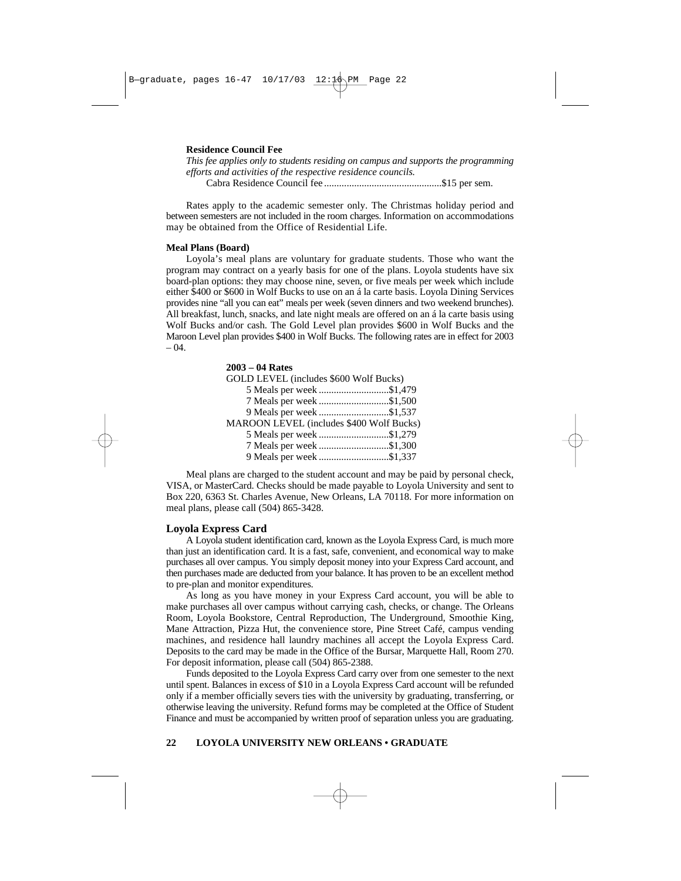**Residence Council Fee**

*This fee applies only to students residing on campus and supports the programming efforts and activities of the respective residence councils.*

Cabra Residence Council fee ...............................................$15 per sem.

Rates apply to the academic semester only. The Christmas holiday period and between semesters are not included in the room charges. Information on accommodations may be obtained from the Office of Residential Life.

**Meal Plans (Board)**

Loyola's meal plans are voluntary for graduate students. Those who want the program may contract on a yearly basis for one of the plans. Loyola students have six board-plan options: they may choose nine, seven, or five meals per week which include either $400 or $600 in Wolf Bucks to use on an á la carte basis. Loyola Dining Services provides nine "all you can eat" meals per week (seven dinners and two weekend brunches). All breakfast, lunch, snacks, and late night meals are offered on an á la carte basis using Wolf Bucks and/or cash. The Gold Level plan provides $600 in Wolf Bucks and the Maroon Level plan provides $400 in Wolf Bucks. The following rates are in effect for 2003 – 04.

**2003 – 04 Rates**

GOLD LEVEL (includes $600 Wolf Bucks)

- 5 Meals per week ............................$1,479
- 7 Meals per week ............................$1,500
- 9 Meals per week ............................$1,537

MAROON LEVEL (includes $400 Wolf Bucks)

- 5 Meals per week ............................$1,279
- 7 Meals per week ............................$1,300
- 9 Meals per week ............................$1,337

Meal plans are charged to the student account and may be paid by personal check, VISA, or MasterCard. Checks should be made payable to Loyola University and sent to Box 220, 6363 St. Charles Avenue, New Orleans, LA 70118. For more information on meal plans, please call (504) 865-3428.

## Loyola Express Card

A Loyola student identification card, known as the Loyola Express Card, is much more than just an identification card. It is a fast, safe, convenient, and economical way to make purchases all over campus. You simply deposit money into your Express Card account, and then purchases made are deducted from your balance. It has proven to be an excellent method to pre-plan and monitor expenditures.

As long as you have money in your Express Card account, you will be able to make purchases all over campus without carrying cash, checks, or change. The Orleans Room, Loyola Bookstore, Central Reproduction, The Underground, Smoothie King, Mane Attraction, Pizza Hut, the convenience store, Pine Street Café, campus vending machines, and residence hall laundry machines all accept the Loyola Express Card. Deposits to the card may be made in the Office of the Bursar, Marquette Hall, Room 270. For deposit information, please call (504) 865-2388.

Funds deposited to the Loyola Express Card carry over from one semester to the next until spent. Balances in excess of $10 in a Loyola Express Card account will be refunded only if a member officially severs ties with the university by graduating, transferring, or otherwise leaving the university. Refund forms may be completed at the Office of Student Finance and must be accompanied by written proof of separation unless you are graduating.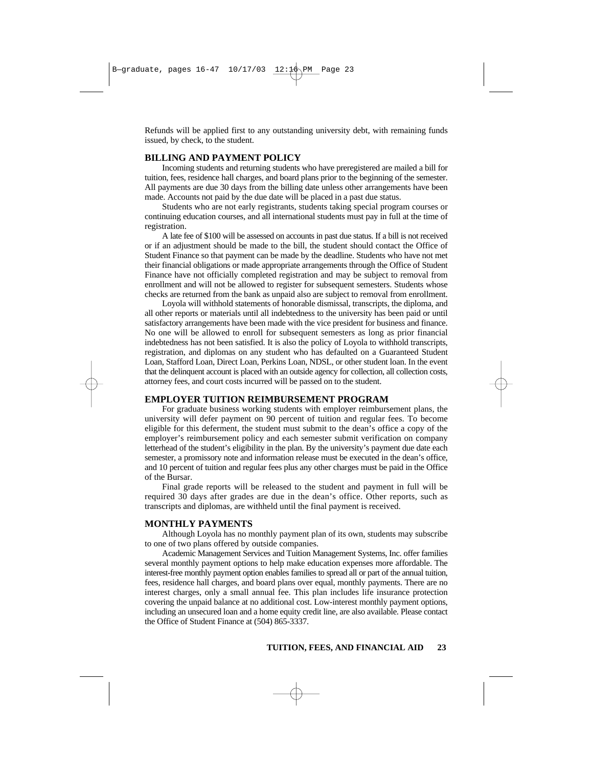Refunds will be applied first to any outstanding university debt, with remaining funds issued, by check, to the student.

## BILLING AND PAYMENT POLICY

Incoming students and returning students who have preregistered are mailed a bill for tuition, fees, residence hall charges, and board plans prior to the beginning of the semester. All payments are due 30 days from the billing date unless other arrangements have been made. Accounts not paid by the due date will be placed in a past due status.

Students who are not early registrants, students taking special program courses or continuing education courses, and all international students must pay in full at the time of registration.

A late fee of $100 will be assessed on accounts in past due status. If a bill is not received or if an adjustment should be made to the bill, the student should contact the Office of Student Finance so that payment can be made by the deadline. Students who have not met their financial obligations or made appropriate arrangements through the Office of Student Finance have not officially completed registration and may be subject to removal from enrollment and will not be allowed to register for subsequent semesters. Students whose checks are returned from the bank as unpaid also are subject to removal from enrollment.

Loyola will withhold statements of honorable dismissal, transcripts, the diploma, and all other reports or materials until all indebtedness to the university has been paid or until satisfactory arrangements have been made with the vice president for business and finance. No one will be allowed to enroll for subsequent semesters as long as prior financial indebtedness has not been satisfied. It is also the policy of Loyola to withhold transcripts, registration, and diplomas on any student who has defaulted on a Guaranteed Student Loan, Stafford Loan, Direct Loan, Perkins Loan, NDSL, or other student loan. In the event that the delinquent account is placed with an outside agency for collection, all collection costs, attorney fees, and court costs incurred will be passed on to the student.

## EMPLOYER TUITION REIMBURSEMENT PROGRAM

For graduate business working students with employer reimbursement plans, the university will defer payment on 90 percent of tuition and regular fees. To become eligible for this deferment, the student must submit to the dean's office a copy of the employer's reimbursement policy and each semester submit verification on company letterhead of the student's eligibility in the plan. By the university's payment due date each semester, a promissory note and information release must be executed in the dean's office, and 10 percent of tuition and regular fees plus any other charges must be paid in the Office of the Bursar.

Final grade reports will be released to the student and payment in full will be required 30 days after grades are due in the dean's office. Other reports, such as transcripts and diplomas, are withheld until the final payment is received.

## MONTHLY PAYMENTS

Although Loyola has no monthly payment plan of its own, students may subscribe to one of two plans offered by outside companies.

Academic Management Services and Tuition Management Systems, Inc. offer families several monthly payment options to help make education expenses more affordable. The interest-free monthly payment option enables families to spread all or part of the annual tuition, fees, residence hall charges, and board plans over equal, monthly payments. There are no interest charges, only a small annual fee. This plan includes life insurance protection covering the unpaid balance at no additional cost. Low-interest monthly payment options, including an unsecured loan and a home equity credit line, are also available. Please contact the Office of Student Finance at (504) 865-3337.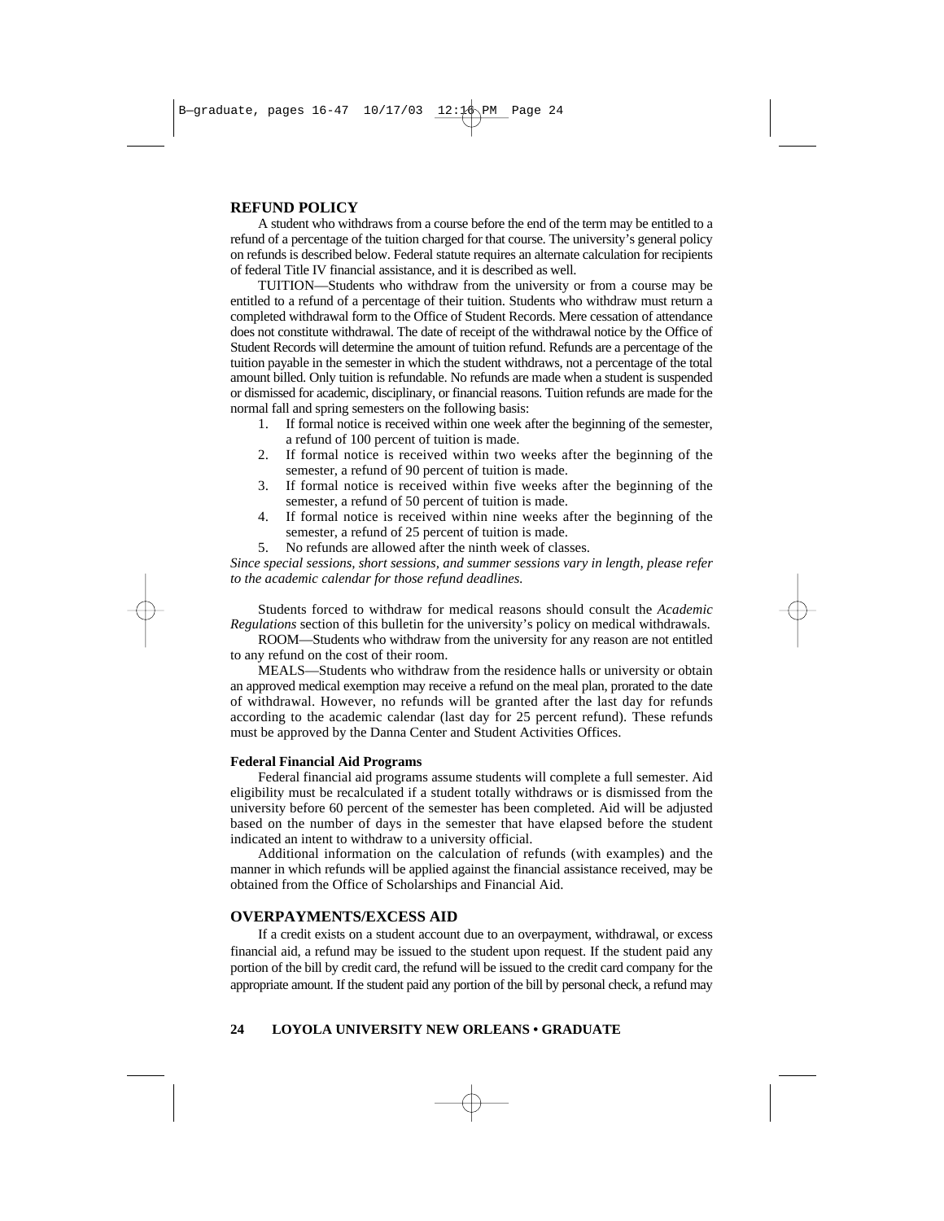## REFUND POLICY

A student who withdraws from a course before the end of the term may be entitled to a refund of a percentage of the tuition charged for that course. The university's general policy on refunds is described below. Federal statute requires an alternate calculation for recipients of federal Title IV financial assistance, and it is described as well.

TUITION—Students who withdraw from the university or from a course may be entitled to a refund of a percentage of their tuition. Students who withdraw must return a completed withdrawal form to the Office of Student Records. Mere cessation of attendance does not constitute withdrawal. The date of receipt of the withdrawal notice by the Office of Student Records will determine the amount of tuition refund. Refunds are a percentage of the tuition payable in the semester in which the student withdraws, not a percentage of the total amount billed. Only tuition is refundable. No refunds are made when a student is suspended or dismissed for academic, disciplinary, or financial reasons. Tuition refunds are made for the normal fall and spring semesters on the following basis:

1. If formal notice is received within one week after the beginning of the semester, a refund of 100 percent of tuition is made.
2. If formal notice is received within two weeks after the beginning of the semester, a refund of 90 percent of tuition is made.
3. If formal notice is received within five weeks after the beginning of the semester, a refund of 50 percent of tuition is made.
4. If formal notice is received within nine weeks after the beginning of the semester, a refund of 25 percent of tuition is made.
5. No refunds are allowed after the ninth week of classes.

*Since special sessions, short sessions, and summer sessions vary in length, please refer to the academic calendar for those refund deadlines.*

Students forced to withdraw for medical reasons should consult the *Academic Regulations* section of this bulletin for the university's policy on medical withdrawals.

ROOM—Students who withdraw from the university for any reason are not entitled to any refund on the cost of their room.

MEALS—Students who withdraw from the residence halls or university or obtain an approved medical exemption may receive a refund on the meal plan, prorated to the date of withdrawal. However, no refunds will be granted after the last day for refunds according to the academic calendar (last day for 25 percent refund). These refunds must be approved by the Danna Center and Student Activities Offices.

#### Federal Financial Aid Programs

Federal financial aid programs assume students will complete a full semester. Aid eligibility must be recalculated if a student totally withdraws or is dismissed from the university before 60 percent of the semester has been completed. Aid will be adjusted based on the number of days in the semester that have elapsed before the student indicated an intent to withdraw to a university official.

Additional information on the calculation of refunds (with examples) and the manner in which refunds will be applied against the financial assistance received, may be obtained from the Office of Scholarships and Financial Aid.

## OVERPAYMENTS/EXCESS AID

If a credit exists on a student account due to an overpayment, withdrawal, or excess financial aid, a refund may be issued to the student upon request. If the student paid any portion of the bill by credit card, the refund will be issued to the credit card company for the appropriate amount. If the student paid any portion of the bill by personal check, a refund may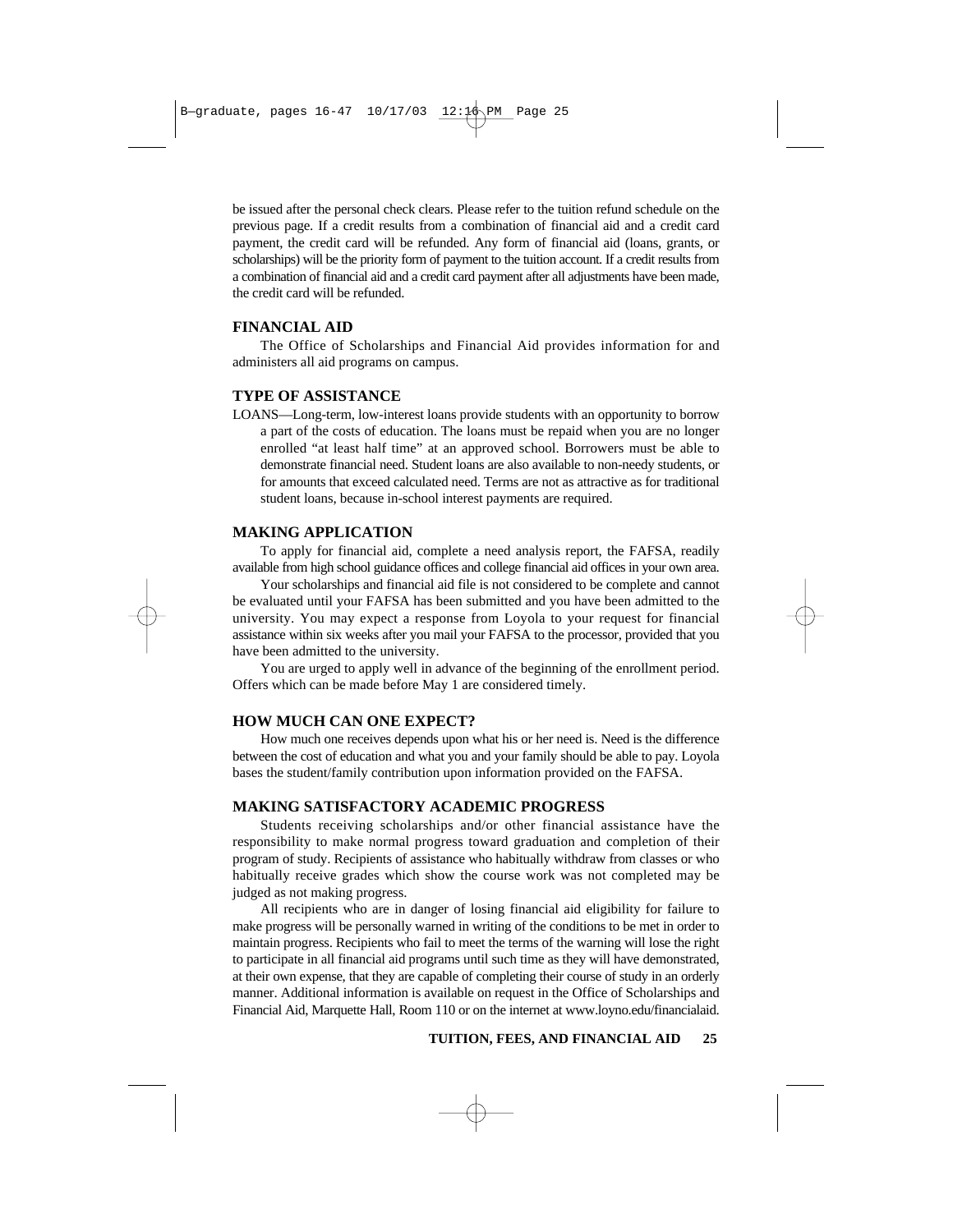be issued after the personal check clears. Please refer to the tuition refund schedule on the previous page. If a credit results from a combination of financial aid and a credit card payment, the credit card will be refunded. Any form of financial aid (loans, grants, or scholarships) will be the priority form of payment to the tuition account. If a credit results from a combination of financial aid and a credit card payment after all adjustments have been made, the credit card will be refunded.

## FINANCIAL AID

The Office of Scholarships and Financial Aid provides information for and administers all aid programs on campus.

## TYPE OF ASSISTANCE

LOANS—Long-term, low-interest loans provide students with an opportunity to borrow a part of the costs of education. The loans must be repaid when you are no longer enrolled "at least half time" at an approved school. Borrowers must be able to demonstrate financial need. Student loans are also available to non-needy students, or for amounts that exceed calculated need. Terms are not as attractive as for traditional student loans, because in-school interest payments are required.

## MAKING APPLICATION

To apply for financial aid, complete a need analysis report, the FAFSA, readily available from high school guidance offices and college financial aid offices in your own area.

Your scholarships and financial aid file is not considered to be complete and cannot be evaluated until your FAFSA has been submitted and you have been admitted to the university. You may expect a response from Loyola to your request for financial assistance within six weeks after you mail your FAFSA to the processor, provided that you have been admitted to the university.

You are urged to apply well in advance of the beginning of the enrollment period. Offers which can be made before May 1 are considered timely.

## HOW MUCH CAN ONE EXPECT?

How much one receives depends upon what his or her need is. Need is the difference between the cost of education and what you and your family should be able to pay. Loyola bases the student/family contribution upon information provided on the FAFSA.

## MAKING SATISFACTORY ACADEMIC PROGRESS

Students receiving scholarships and/or other financial assistance have the responsibility to make normal progress toward graduation and completion of their program of study. Recipients of assistance who habitually withdraw from classes or who habitually receive grades which show the course work was not completed may be judged as not making progress.

All recipients who are in danger of losing financial aid eligibility for failure to make progress will be personally warned in writing of the conditions to be met in order to maintain progress. Recipients who fail to meet the terms of the warning will lose the right to participate in all financial aid programs until such time as they will have demonstrated, at their own expense, that they are capable of completing their course of study in an orderly manner. Additional information is available on request in the Office of Scholarships and Financial Aid, Marquette Hall, Room 110 or on the internet at www.loyno.edu/financialaid.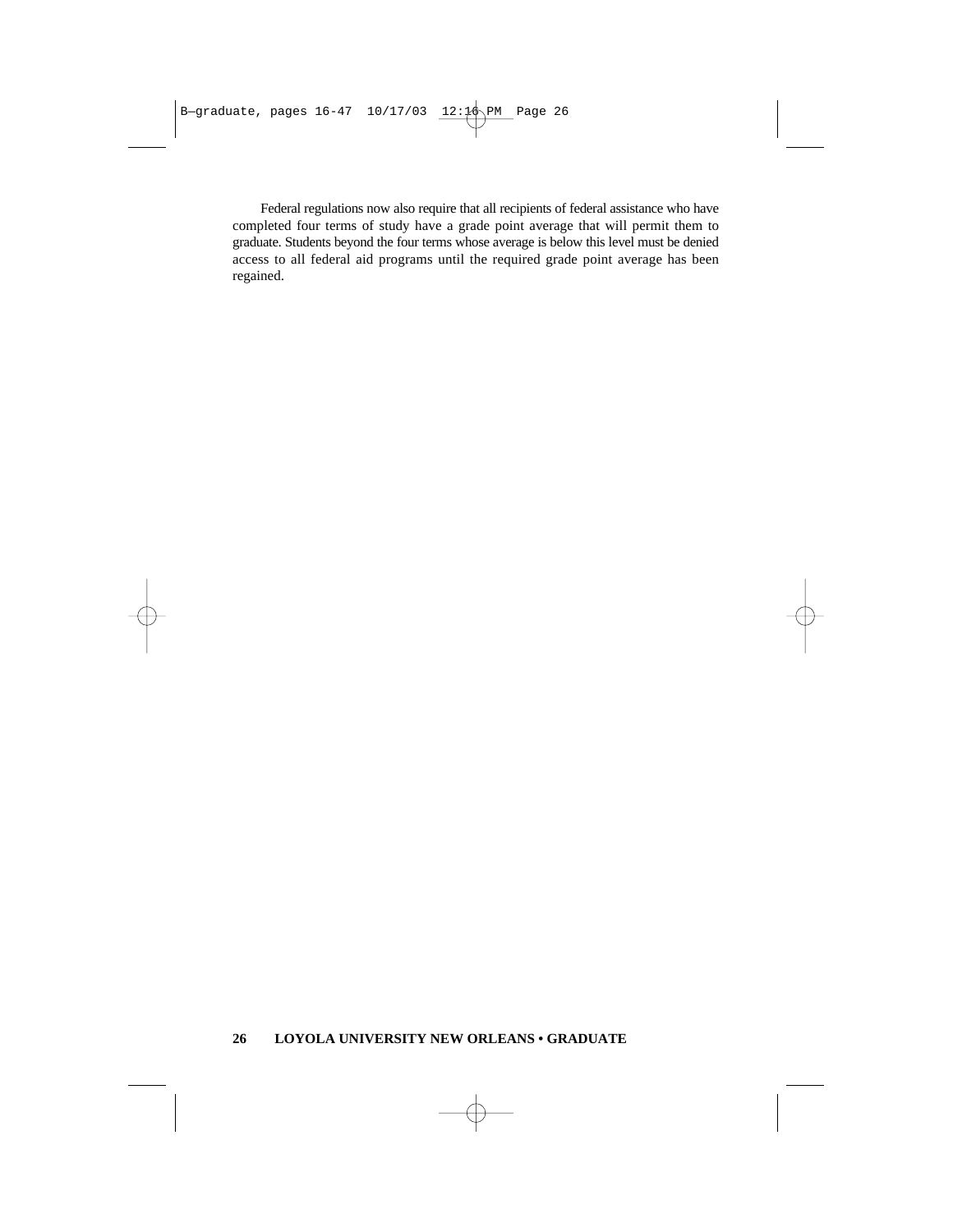Federal regulations now also require that all recipients of federal assistance who have completed four terms of study have a grade point average that will permit them to graduate. Students beyond the four terms whose average is below this level must be denied access to all federal aid programs until the required grade point average has been regained.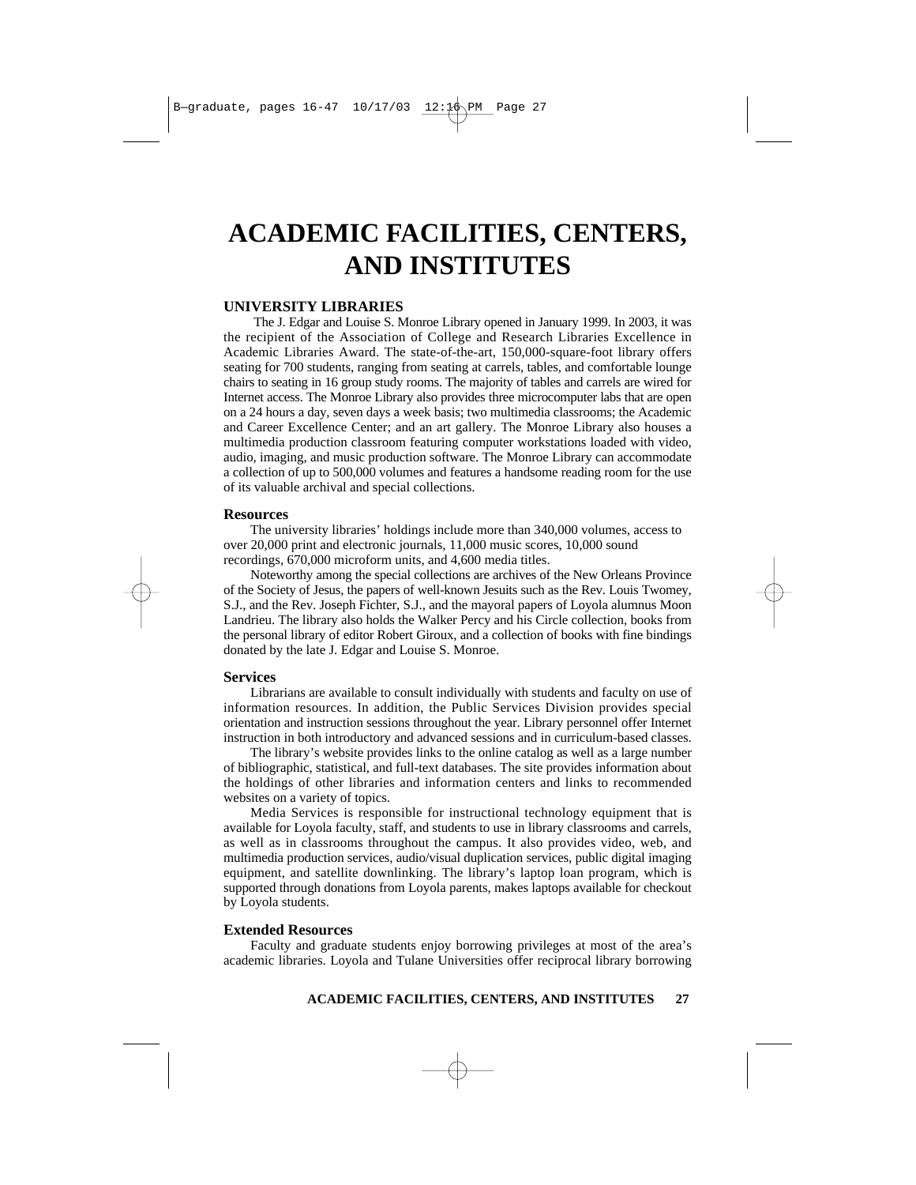# ACADEMIC FACILITIES, CENTERS, AND INSTITUTES

## UNIVERSITY LIBRARIES

The J. Edgar and Louise S. Monroe Library opened in January 1999. In 2003, it was the recipient of the Association of College and Research Libraries Excellence in Academic Libraries Award. The state-of-the-art, 150,000-square-foot library offers seating for 700 students, ranging from seating at carrels, tables, and comfortable lounge chairs to seating in 16 group study rooms. The majority of tables and carrels are wired for Internet access. The Monroe Library also provides three microcomputer labs that are open on a 24 hours a day, seven days a week basis; two multimedia classrooms; the Academic and Career Excellence Center; and an art gallery. The Monroe Library also houses a multimedia production classroom featuring computer workstations loaded with video, audio, imaging, and music production software. The Monroe Library can accommodate a collection of up to 500,000 volumes and features a handsome reading room for the use of its valuable archival and special collections.

### Resources

The university libraries' holdings include more than 340,000 volumes, access to over 20,000 print and electronic journals, 11,000 music scores, 10,000 sound recordings, 670,000 microform units, and 4,600 media titles.

Noteworthy among the special collections are archives of the New Orleans Province of the Society of Jesus, the papers of well-known Jesuits such as the Rev. Louis Twomey, S.J., and the Rev. Joseph Fichter, S.J., and the mayoral papers of Loyola alumnus Moon Landrieu. The library also holds the Walker Percy and his Circle collection, books from the personal library of editor Robert Giroux, and a collection of books with fine bindings donated by the late J. Edgar and Louise S. Monroe.

### Services

Librarians are available to consult individually with students and faculty on use of information resources. In addition, the Public Services Division provides special orientation and instruction sessions throughout the year. Library personnel offer Internet instruction in both introductory and advanced sessions and in curriculum-based classes.

The library's website provides links to the online catalog as well as a large number of bibliographic, statistical, and full-text databases. The site provides information about the holdings of other libraries and information centers and links to recommended websites on a variety of topics.

Media Services is responsible for instructional technology equipment that is available for Loyola faculty, staff, and students to use in library classrooms and carrels, as well as in classrooms throughout the campus. It also provides video, web, and multimedia production services, audio/visual duplication services, public digital imaging equipment, and satellite downlinking. The library's laptop loan program, which is supported through donations from Loyola parents, makes laptops available for checkout by Loyola students.

### Extended Resources

Faculty and graduate students enjoy borrowing privileges at most of the area's academic libraries. Loyola and Tulane Universities offer reciprocal library borrowing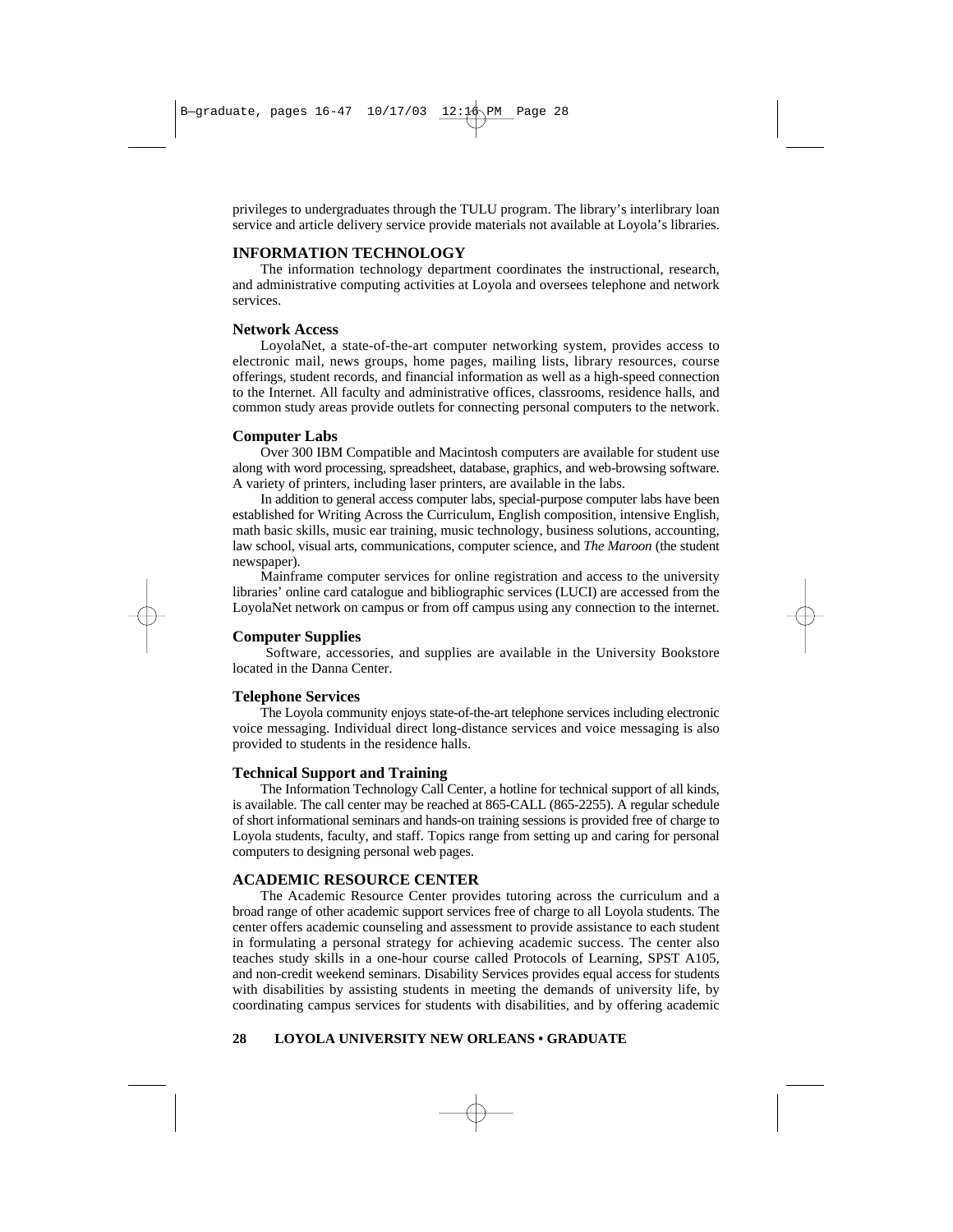privileges to undergraduates through the TULU program. The library's interlibrary loan service and article delivery service provide materials not available at Loyola's libraries.

## INFORMATION TECHNOLOGY

The information technology department coordinates the instructional, research, and administrative computing activities at Loyola and oversees telephone and network services.

### Network Access

LoyolaNet, a state-of-the-art computer networking system, provides access to electronic mail, news groups, home pages, mailing lists, library resources, course offerings, student records, and financial information as well as a high-speed connection to the Internet. All faculty and administrative offices, classrooms, residence halls, and common study areas provide outlets for connecting personal computers to the network.

### Computer Labs

Over 300 IBM Compatible and Macintosh computers are available for student use along with word processing, spreadsheet, database, graphics, and web-browsing software. A variety of printers, including laser printers, are available in the labs.

In addition to general access computer labs, special-purpose computer labs have been established for Writing Across the Curriculum, English composition, intensive English, math basic skills, music ear training, music technology, business solutions, accounting, law school, visual arts, communications, computer science, and *The Maroon* (the student newspaper).

Mainframe computer services for online registration and access to the university libraries' online card catalogue and bibliographic services (LUCI) are accessed from the LoyolaNet network on campus or from off campus using any connection to the internet.

### Computer Supplies

Software, accessories, and supplies are available in the University Bookstore located in the Danna Center.

### Telephone Services

The Loyola community enjoys state-of-the-art telephone services including electronic voice messaging. Individual direct long-distance services and voice messaging is also provided to students in the residence halls.

### Technical Support and Training

The Information Technology Call Center, a hotline for technical support of all kinds, is available. The call center may be reached at 865-CALL (865-2255). A regular schedule of short informational seminars and hands-on training sessions is provided free of charge to Loyola students, faculty, and staff. Topics range from setting up and caring for personal computers to designing personal web pages.

## ACADEMIC RESOURCE CENTER

The Academic Resource Center provides tutoring across the curriculum and a broad range of other academic support services free of charge to all Loyola students. The center offers academic counseling and assessment to provide assistance to each student in formulating a personal strategy for achieving academic success. The center also teaches study skills in a one-hour course called Protocols of Learning, SPST A105, and non-credit weekend seminars. Disability Services provides equal access for students with disabilities by assisting students in meeting the demands of university life, by coordinating campus services for students with disabilities, and by offering academic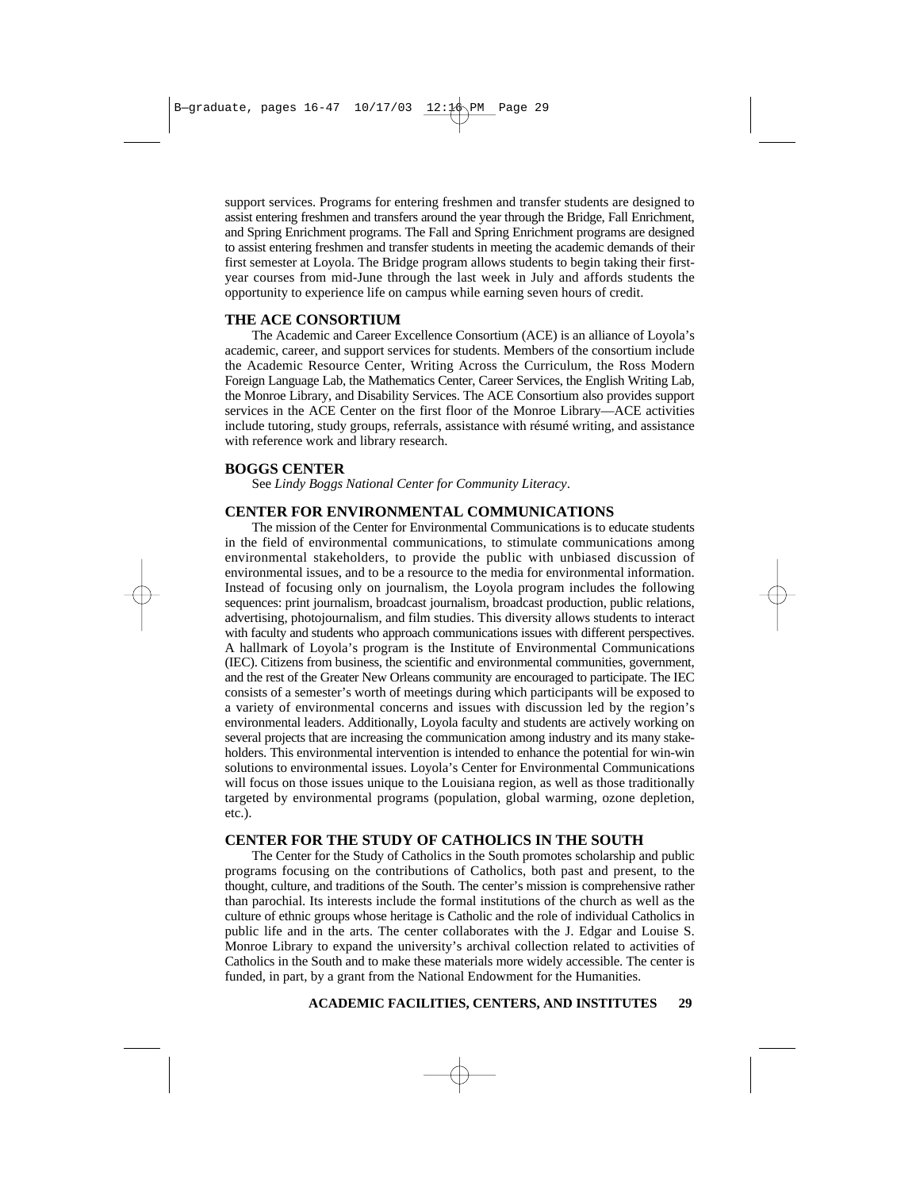support services. Programs for entering freshmen and transfer students are designed to assist entering freshmen and transfers around the year through the Bridge, Fall Enrichment, and Spring Enrichment programs. The Fall and Spring Enrichment programs are designed to assist entering freshmen and transfer students in meeting the academic demands of their first semester at Loyola. The Bridge program allows students to begin taking their first-year courses from mid-June through the last week in July and affords students the opportunity to experience life on campus while earning seven hours of credit.

### THE ACE CONSORTIUM

The Academic and Career Excellence Consortium (ACE) is an alliance of Loyola's academic, career, and support services for students. Members of the consortium include the Academic Resource Center, Writing Across the Curriculum, the Ross Modern Foreign Language Lab, the Mathematics Center, Career Services, the English Writing Lab, the Monroe Library, and Disability Services. The ACE Consortium also provides support services in the ACE Center on the first floor of the Monroe Library—ACE activities include tutoring, study groups, referrals, assistance with résumé writing, and assistance with reference work and library research.

### BOGGS CENTER

See *Lindy Boggs National Center for Community Literacy*.

### CENTER FOR ENVIRONMENTAL COMMUNICATIONS

The mission of the Center for Environmental Communications is to educate students in the field of environmental communications, to stimulate communications among environmental stakeholders, to provide the public with unbiased discussion of environmental issues, and to be a resource to the media for environmental information. Instead of focusing only on journalism, the Loyola program includes the following sequences: print journalism, broadcast journalism, broadcast production, public relations, advertising, photojournalism, and film studies. This diversity allows students to interact with faculty and students who approach communications issues with different perspectives. A hallmark of Loyola's program is the Institute of Environmental Communications (IEC). Citizens from business, the scientific and environmental communities, government, and the rest of the Greater New Orleans community are encouraged to participate. The IEC consists of a semester's worth of meetings during which participants will be exposed to a variety of environmental concerns and issues with discussion led by the region's environmental leaders. Additionally, Loyola faculty and students are actively working on several projects that are increasing the communication among industry and its many stakeholders. This environmental intervention is intended to enhance the potential for win-win solutions to environmental issues. Loyola's Center for Environmental Communications will focus on those issues unique to the Louisiana region, as well as those traditionally targeted by environmental programs (population, global warming, ozone depletion, etc.).

### CENTER FOR THE STUDY OF CATHOLICS IN THE SOUTH

The Center for the Study of Catholics in the South promotes scholarship and public programs focusing on the contributions of Catholics, both past and present, to the thought, culture, and traditions of the South. The center's mission is comprehensive rather than parochial. Its interests include the formal institutions of the church as well as the culture of ethnic groups whose heritage is Catholic and the role of individual Catholics in public life and in the arts. The center collaborates with the J. Edgar and Louise S. Monroe Library to expand the university's archival collection related to activities of Catholics in the South and to make these materials more widely accessible. The center is funded, in part, by a grant from the National Endowment for the Humanities.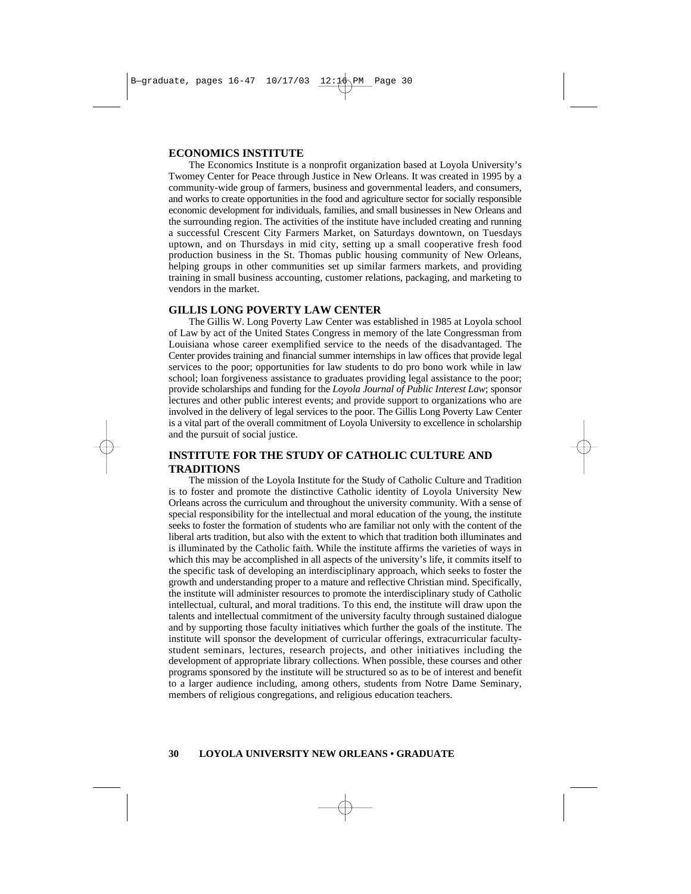## ECONOMICS INSTITUTE

The Economics Institute is a nonprofit organization based at Loyola University's Twomey Center for Peace through Justice in New Orleans. It was created in 1995 by a community-wide group of farmers, business and governmental leaders, and consumers, and works to create opportunities in the food and agriculture sector for socially responsible economic development for individuals, families, and small businesses in New Orleans and the surrounding region. The activities of the institute have included creating and running a successful Crescent City Farmers Market, on Saturdays downtown, on Tuesdays uptown, and on Thursdays in mid city, setting up a small cooperative fresh food production business in the St. Thomas public housing community of New Orleans, helping groups in other communities set up similar farmers markets, and providing training in small business accounting, customer relations, packaging, and marketing to vendors in the market.

## GILLIS LONG POVERTY LAW CENTER

The Gillis W. Long Poverty Law Center was established in 1985 at Loyola school of Law by act of the United States Congress in memory of the late Congressman from Louisiana whose career exemplified service to the needs of the disadvantaged. The Center provides training and financial summer internships in law offices that provide legal services to the poor; opportunities for law students to do pro bono work while in law school; loan forgiveness assistance to graduates providing legal assistance to the poor; provide scholarships and funding for the *Loyola Journal of Public Interest Law*; sponsor lectures and other public interest events; and provide support to organizations who are involved in the delivery of legal services to the poor. The Gillis Long Poverty Law Center is a vital part of the overall commitment of Loyola University to excellence in scholarship and the pursuit of social justice.

## INSTITUTE FOR THE STUDY OF CATHOLIC CULTURE AND TRADITIONS

The mission of the Loyola Institute for the Study of Catholic Culture and Tradition is to foster and promote the distinctive Catholic identity of Loyola University New Orleans across the curriculum and throughout the university community. With a sense of special responsibility for the intellectual and moral education of the young, the institute seeks to foster the formation of students who are familiar not only with the content of the liberal arts tradition, but also with the extent to which that tradition both illuminates and is illuminated by the Catholic faith. While the institute affirms the varieties of ways in which this may be accomplished in all aspects of the university's life, it commits itself to the specific task of developing an interdisciplinary approach, which seeks to foster the growth and understanding proper to a mature and reflective Christian mind. Specifically, the institute will administer resources to promote the interdisciplinary study of Catholic intellectual, cultural, and moral traditions. To this end, the institute will draw upon the talents and intellectual commitment of the university faculty through sustained dialogue and by supporting those faculty initiatives which further the goals of the institute. The institute will sponsor the development of curricular offerings, extracurricular faculty-student seminars, lectures, research projects, and other initiatives including the development of appropriate library collections. When possible, these courses and other programs sponsored by the institute will be structured so as to be of interest and benefit to a larger audience including, among others, students from Notre Dame Seminary, members of religious congregations, and religious education teachers.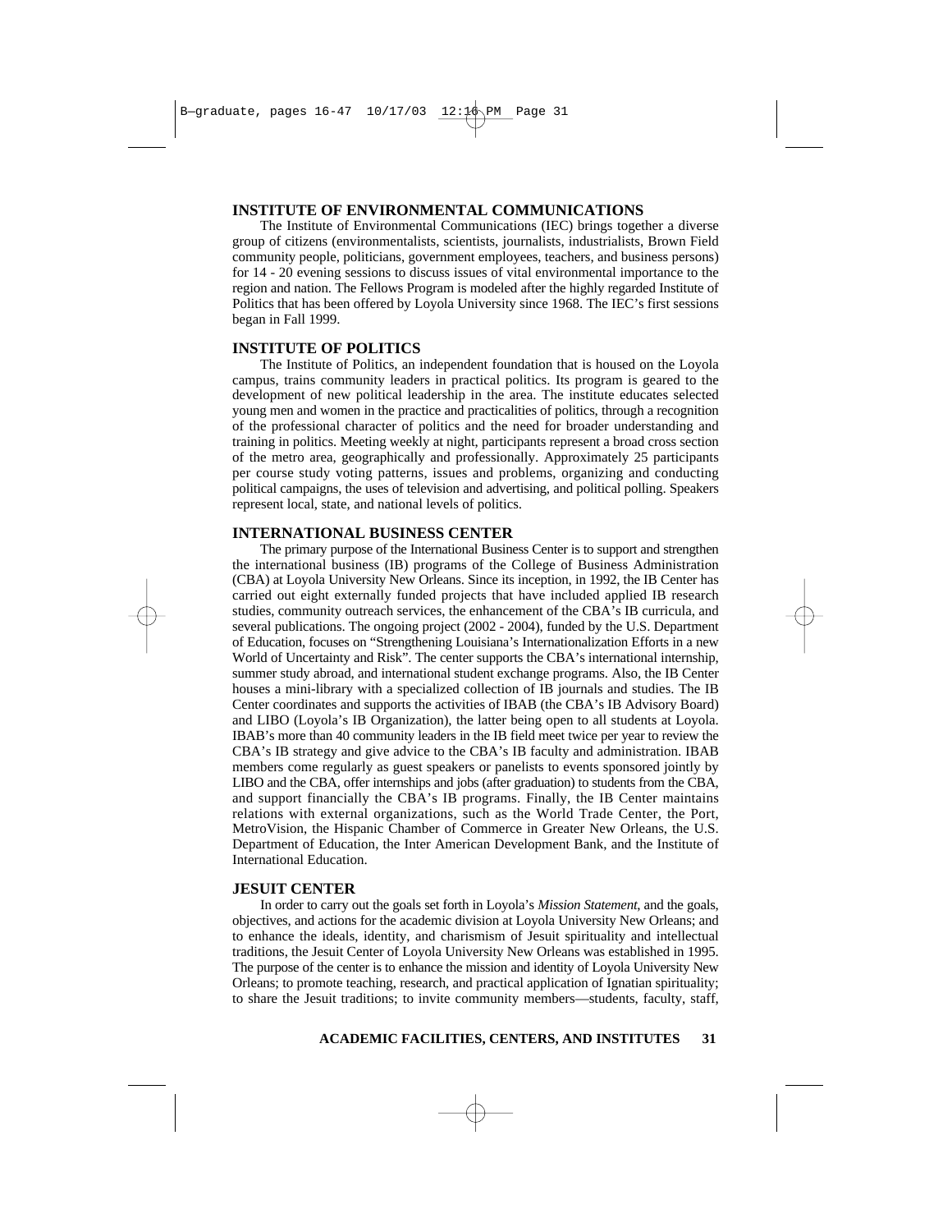## INSTITUTE OF ENVIRONMENTAL COMMUNICATIONS

The Institute of Environmental Communications (IEC) brings together a diverse group of citizens (environmentalists, scientists, journalists, industrialists, Brown Field community people, politicians, government employees, teachers, and business persons) for 14 - 20 evening sessions to discuss issues of vital environmental importance to the region and nation. The Fellows Program is modeled after the highly regarded Institute of Politics that has been offered by Loyola University since 1968. The IEC's first sessions began in Fall 1999.

## INSTITUTE OF POLITICS

The Institute of Politics, an independent foundation that is housed on the Loyola campus, trains community leaders in practical politics. Its program is geared to the development of new political leadership in the area. The institute educates selected young men and women in the practice and practicalities of politics, through a recognition of the professional character of politics and the need for broader understanding and training in politics. Meeting weekly at night, participants represent a broad cross section of the metro area, geographically and professionally. Approximately 25 participants per course study voting patterns, issues and problems, organizing and conducting political campaigns, the uses of television and advertising, and political polling. Speakers represent local, state, and national levels of politics.

## INTERNATIONAL BUSINESS CENTER

The primary purpose of the International Business Center is to support and strengthen the international business (IB) programs of the College of Business Administration (CBA) at Loyola University New Orleans. Since its inception, in 1992, the IB Center has carried out eight externally funded projects that have included applied IB research studies, community outreach services, the enhancement of the CBA's IB curricula, and several publications. The ongoing project (2002 - 2004), funded by the U.S. Department of Education, focuses on "Strengthening Louisiana's Internationalization Efforts in a new World of Uncertainty and Risk". The center supports the CBA's international internship, summer study abroad, and international student exchange programs. Also, the IB Center houses a mini-library with a specialized collection of IB journals and studies. The IB Center coordinates and supports the activities of IBAB (the CBA's IB Advisory Board) and LIBO (Loyola's IB Organization), the latter being open to all students at Loyola. IBAB's more than 40 community leaders in the IB field meet twice per year to review the CBA's IB strategy and give advice to the CBA's IB faculty and administration. IBAB members come regularly as guest speakers or panelists to events sponsored jointly by LIBO and the CBA, offer internships and jobs (after graduation) to students from the CBA, and support financially the CBA's IB programs. Finally, the IB Center maintains relations with external organizations, such as the World Trade Center, the Port, MetroVision, the Hispanic Chamber of Commerce in Greater New Orleans, the U.S. Department of Education, the Inter American Development Bank, and the Institute of International Education.

## JESUIT CENTER

In order to carry out the goals set forth in Loyola's *Mission Statement*, and the goals, objectives, and actions for the academic division at Loyola University New Orleans; and to enhance the ideals, identity, and charismism of Jesuit spirituality and intellectual traditions, the Jesuit Center of Loyola University New Orleans was established in 1995. The purpose of the center is to enhance the mission and identity of Loyola University New Orleans; to promote teaching, research, and practical application of Ignatian spirituality; to share the Jesuit traditions; to invite community members—students, faculty, staff,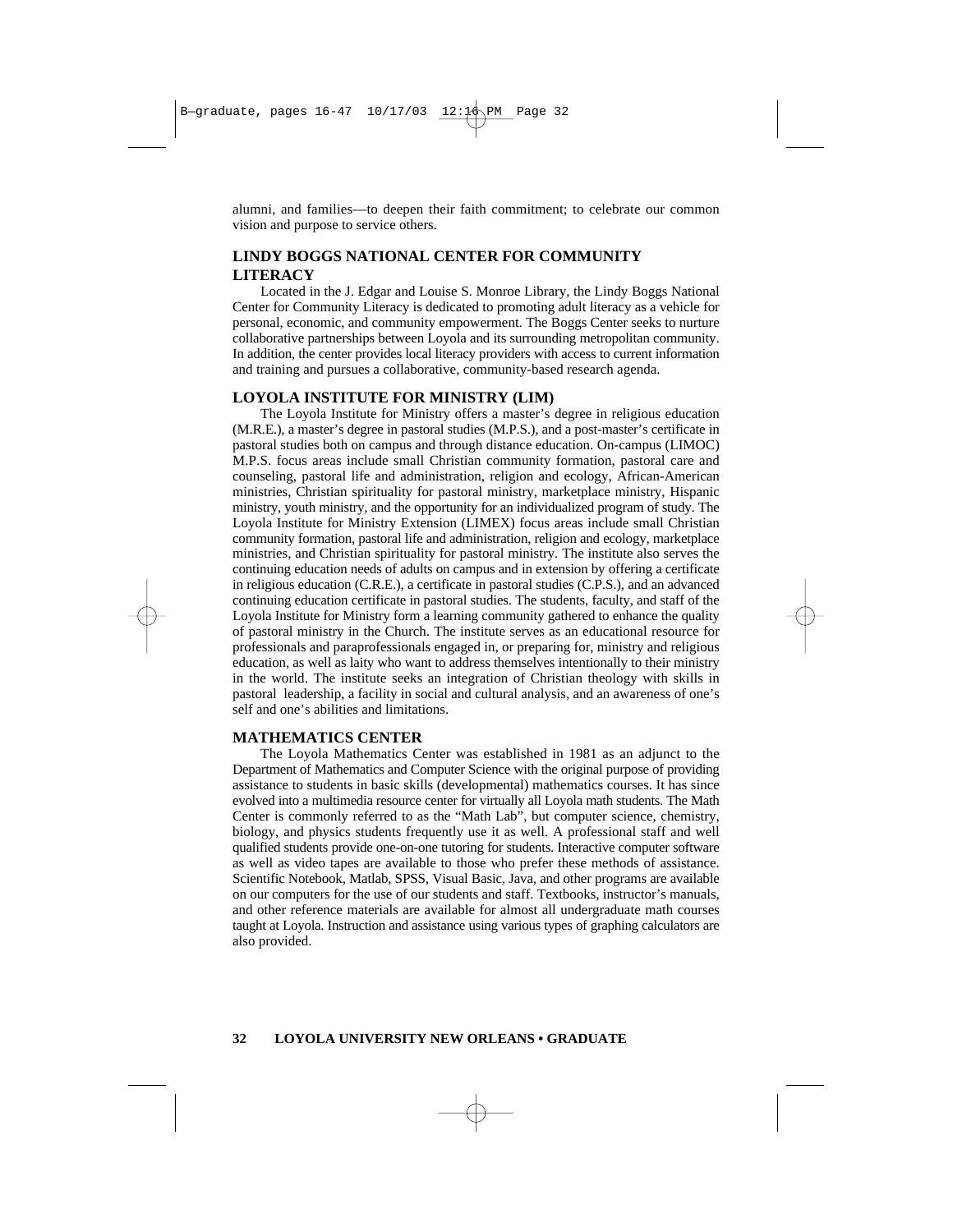alumni, and families—to deepen their faith commitment; to celebrate our common vision and purpose to service others.

## LINDY BOGGS NATIONAL CENTER FOR COMMUNITY LITERACY

Located in the J. Edgar and Louise S. Monroe Library, the Lindy Boggs National Center for Community Literacy is dedicated to promoting adult literacy as a vehicle for personal, economic, and community empowerment. The Boggs Center seeks to nurture collaborative partnerships between Loyola and its surrounding metropolitan community. In addition, the center provides local literacy providers with access to current information and training and pursues a collaborative, community-based research agenda.

## LOYOLA INSTITUTE FOR MINISTRY (LIM)

The Loyola Institute for Ministry offers a master's degree in religious education (M.R.E.), a master's degree in pastoral studies (M.P.S.), and a post-master's certificate in pastoral studies both on campus and through distance education. On-campus (LIMOC) M.P.S. focus areas include small Christian community formation, pastoral care and counseling, pastoral life and administration, religion and ecology, African-American ministries, Christian spirituality for pastoral ministry, marketplace ministry, Hispanic ministry, youth ministry, and the opportunity for an individualized program of study. The Loyola Institute for Ministry Extension (LIMEX) focus areas include small Christian community formation, pastoral life and administration, religion and ecology, marketplace ministries, and Christian spirituality for pastoral ministry. The institute also serves the continuing education needs of adults on campus and in extension by offering a certificate in religious education (C.R.E.), a certificate in pastoral studies (C.P.S.), and an advanced continuing education certificate in pastoral studies. The students, faculty, and staff of the Loyola Institute for Ministry form a learning community gathered to enhance the quality of pastoral ministry in the Church. The institute serves as an educational resource for professionals and paraprofessionals engaged in, or preparing for, ministry and religious education, as well as laity who want to address themselves intentionally to their ministry in the world. The institute seeks an integration of Christian theology with skills in pastoral leadership, a facility in social and cultural analysis, and an awareness of one's self and one's abilities and limitations.

## MATHEMATICS CENTER

The Loyola Mathematics Center was established in 1981 as an adjunct to the Department of Mathematics and Computer Science with the original purpose of providing assistance to students in basic skills (developmental) mathematics courses. It has since evolved into a multimedia resource center for virtually all Loyola math students. The Math Center is commonly referred to as the "Math Lab", but computer science, chemistry, biology, and physics students frequently use it as well. A professional staff and well qualified students provide one-on-one tutoring for students. Interactive computer software as well as video tapes are available to those who prefer these methods of assistance. Scientific Notebook, Matlab, SPSS, Visual Basic, Java, and other programs are available on our computers for the use of our students and staff. Textbooks, instructor's manuals, and other reference materials are available for almost all undergraduate math courses taught at Loyola. Instruction and assistance using various types of graphing calculators are also provided.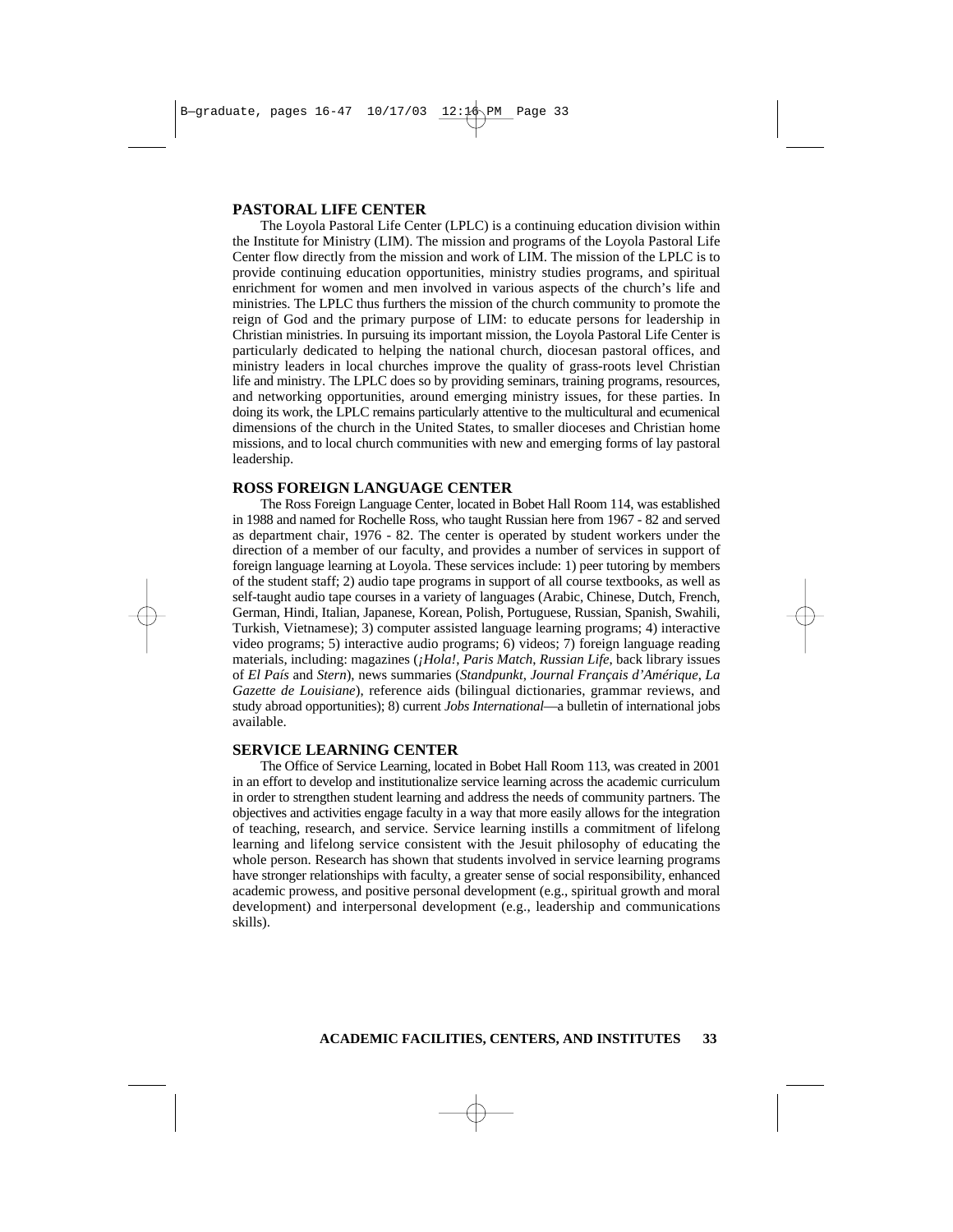## PASTORAL LIFE CENTER

The Loyola Pastoral Life Center (LPLC) is a continuing education division within the Institute for Ministry (LIM). The mission and programs of the Loyola Pastoral Life Center flow directly from the mission and work of LIM. The mission of the LPLC is to provide continuing education opportunities, ministry studies programs, and spiritual enrichment for women and men involved in various aspects of the church's life and ministries. The LPLC thus furthers the mission of the church community to promote the reign of God and the primary purpose of LIM: to educate persons for leadership in Christian ministries. In pursuing its important mission, the Loyola Pastoral Life Center is particularly dedicated to helping the national church, diocesan pastoral offices, and ministry leaders in local churches improve the quality of grass-roots level Christian life and ministry. The LPLC does so by providing seminars, training programs, resources, and networking opportunities, around emerging ministry issues, for these parties. In doing its work, the LPLC remains particularly attentive to the multicultural and ecumenical dimensions of the church in the United States, to smaller dioceses and Christian home missions, and to local church communities with new and emerging forms of lay pastoral leadership.

## ROSS FOREIGN LANGUAGE CENTER

The Ross Foreign Language Center, located in Bobet Hall Room 114, was established in 1988 and named for Rochelle Ross, who taught Russian here from 1967 - 82 and served as department chair, 1976 - 82. The center is operated by student workers under the direction of a member of our faculty, and provides a number of services in support of foreign language learning at Loyola. These services include: 1) peer tutoring by members of the student staff; 2) audio tape programs in support of all course textbooks, as well as self-taught audio tape courses in a variety of languages (Arabic, Chinese, Dutch, French, German, Hindi, Italian, Japanese, Korean, Polish, Portuguese, Russian, Spanish, Swahili, Turkish, Vietnamese); 3) computer assisted language learning programs; 4) interactive video programs; 5) interactive audio programs; 6) videos; 7) foreign language reading materials, including: magazines (*¡Hola!*, *Paris Match*, *Russian Life*, back library issues of *El País* and *Stern*), news summaries (*Standpunkt*, *Journal Français d'Amérique*, *La Gazette de Louisiane*), reference aids (bilingual dictionaries, grammar reviews, and study abroad opportunities); 8) current *Jobs International*—a bulletin of international jobs available.

## SERVICE LEARNING CENTER

The Office of Service Learning, located in Bobet Hall Room 113, was created in 2001 in an effort to develop and institutionalize service learning across the academic curriculum in order to strengthen student learning and address the needs of community partners. The objectives and activities engage faculty in a way that more easily allows for the integration of teaching, research, and service. Service learning instills a commitment of lifelong learning and lifelong service consistent with the Jesuit philosophy of educating the whole person. Research has shown that students involved in service learning programs have stronger relationships with faculty, a greater sense of social responsibility, enhanced academic prowess, and positive personal development (e.g., spiritual growth and moral development) and interpersonal development (e.g., leadership and communications skills).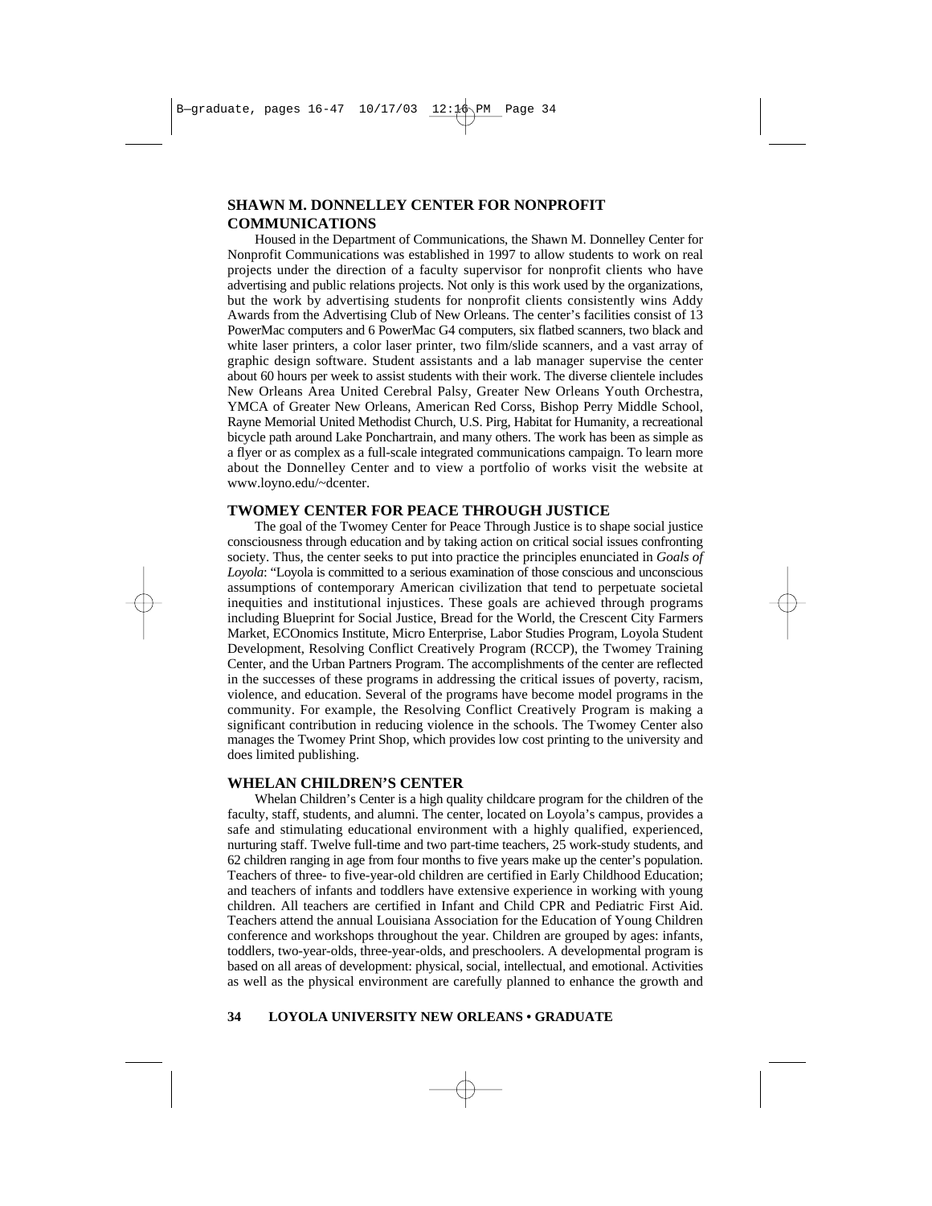## SHAWN M. DONNELLEY CENTER FOR NONPROFIT COMMUNICATIONS

Housed in the Department of Communications, the Shawn M. Donnelley Center for Nonprofit Communications was established in 1997 to allow students to work on real projects under the direction of a faculty supervisor for nonprofit clients who have advertising and public relations projects. Not only is this work used by the organizations, but the work by advertising students for nonprofit clients consistently wins Addy Awards from the Advertising Club of New Orleans. The center's facilities consist of 13 PowerMac computers and 6 PowerMac G4 computers, six flatbed scanners, two black and white laser printers, a color laser printer, two film/slide scanners, and a vast array of graphic design software. Student assistants and a lab manager supervise the center about 60 hours per week to assist students with their work. The diverse clientele includes New Orleans Area United Cerebral Palsy, Greater New Orleans Youth Orchestra, YMCA of Greater New Orleans, American Red Corss, Bishop Perry Middle School, Rayne Memorial United Methodist Church, U.S. Pirg, Habitat for Humanity, a recreational bicycle path around Lake Ponchartrain, and many others. The work has been as simple as a flyer or as complex as a full-scale integrated communications campaign. To learn more about the Donnelley Center and to view a portfolio of works visit the website at www.loyno.edu/~dcenter.

## TWOMEY CENTER FOR PEACE THROUGH JUSTICE

The goal of the Twomey Center for Peace Through Justice is to shape social justice consciousness through education and by taking action on critical social issues confronting society. Thus, the center seeks to put into practice the principles enunciated in *Goals of Loyola*: "Loyola is committed to a serious examination of those conscious and unconscious assumptions of contemporary American civilization that tend to perpetuate societal inequities and institutional injustices. These goals are achieved through programs including Blueprint for Social Justice, Bread for the World, the Crescent City Farmers Market, ECOnomics Institute, Micro Enterprise, Labor Studies Program, Loyola Student Development, Resolving Conflict Creatively Program (RCCP), the Twomey Training Center, and the Urban Partners Program. The accomplishments of the center are reflected in the successes of these programs in addressing the critical issues of poverty, racism, violence, and education. Several of the programs have become model programs in the community. For example, the Resolving Conflict Creatively Program is making a significant contribution in reducing violence in the schools. The Twomey Center also manages the Twomey Print Shop, which provides low cost printing to the university and does limited publishing.

## WHELAN CHILDREN'S CENTER

Whelan Children's Center is a high quality childcare program for the children of the faculty, staff, students, and alumni. The center, located on Loyola's campus, provides a safe and stimulating educational environment with a highly qualified, experienced, nurturing staff. Twelve full-time and two part-time teachers, 25 work-study students, and 62 children ranging in age from four months to five years make up the center's population. Teachers of three- to five-year-old children are certified in Early Childhood Education; and teachers of infants and toddlers have extensive experience in working with young children. All teachers are certified in Infant and Child CPR and Pediatric First Aid. Teachers attend the annual Louisiana Association for the Education of Young Children conference and workshops throughout the year. Children are grouped by ages: infants, toddlers, two-year-olds, three-year-olds, and preschoolers. A developmental program is based on all areas of development: physical, social, intellectual, and emotional. Activities as well as the physical environment are carefully planned to enhance the growth and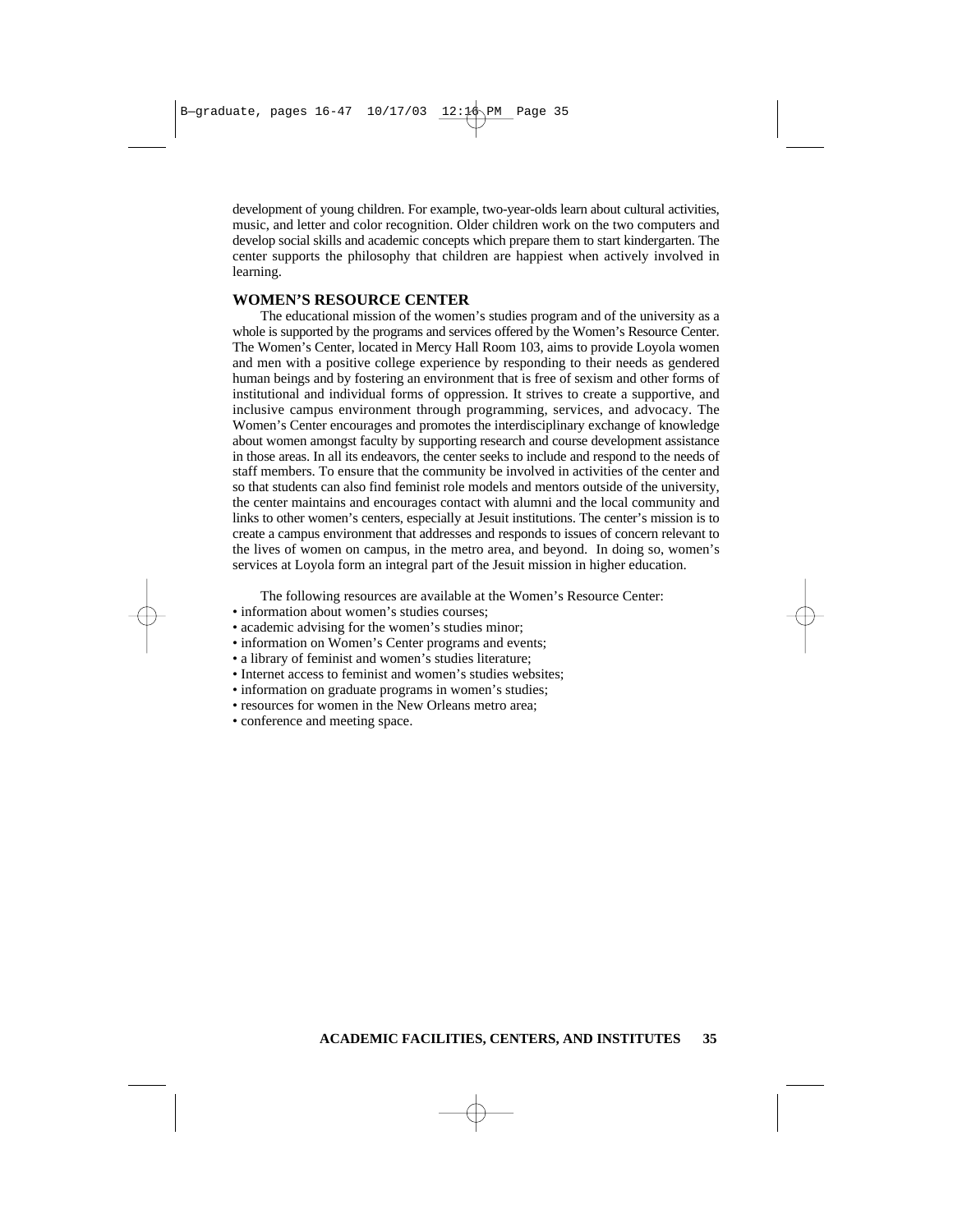development of young children. For example, two-year-olds learn about cultural activities, music, and letter and color recognition. Older children work on the two computers and develop social skills and academic concepts which prepare them to start kindergarten. The center supports the philosophy that children are happiest when actively involved in learning.

## WOMEN'S RESOURCE CENTER

The educational mission of the women's studies program and of the university as a whole is supported by the programs and services offered by the Women's Resource Center. The Women's Center, located in Mercy Hall Room 103, aims to provide Loyola women and men with a positive college experience by responding to their needs as gendered human beings and by fostering an environment that is free of sexism and other forms of institutional and individual forms of oppression. It strives to create a supportive, and inclusive campus environment through programming, services, and advocacy. The Women's Center encourages and promotes the interdisciplinary exchange of knowledge about women amongst faculty by supporting research and course development assistance in those areas. In all its endeavors, the center seeks to include and respond to the needs of staff members. To ensure that the community be involved in activities of the center and so that students can also find feminist role models and mentors outside of the university, the center maintains and encourages contact with alumni and the local community and links to other women's centers, especially at Jesuit institutions. The center's mission is to create a campus environment that addresses and responds to issues of concern relevant to the lives of women on campus, in the metro area, and beyond. In doing so, women's services at Loyola form an integral part of the Jesuit mission in higher education.

The following resources are available at the Women's Resource Center:

- information about women's studies courses;
- academic advising for the women's studies minor;
- information on Women's Center programs and events;
- a library of feminist and women's studies literature;
- Internet access to feminist and women's studies websites;
- information on graduate programs in women's studies;
- resources for women in the New Orleans metro area;
- conference and meeting space.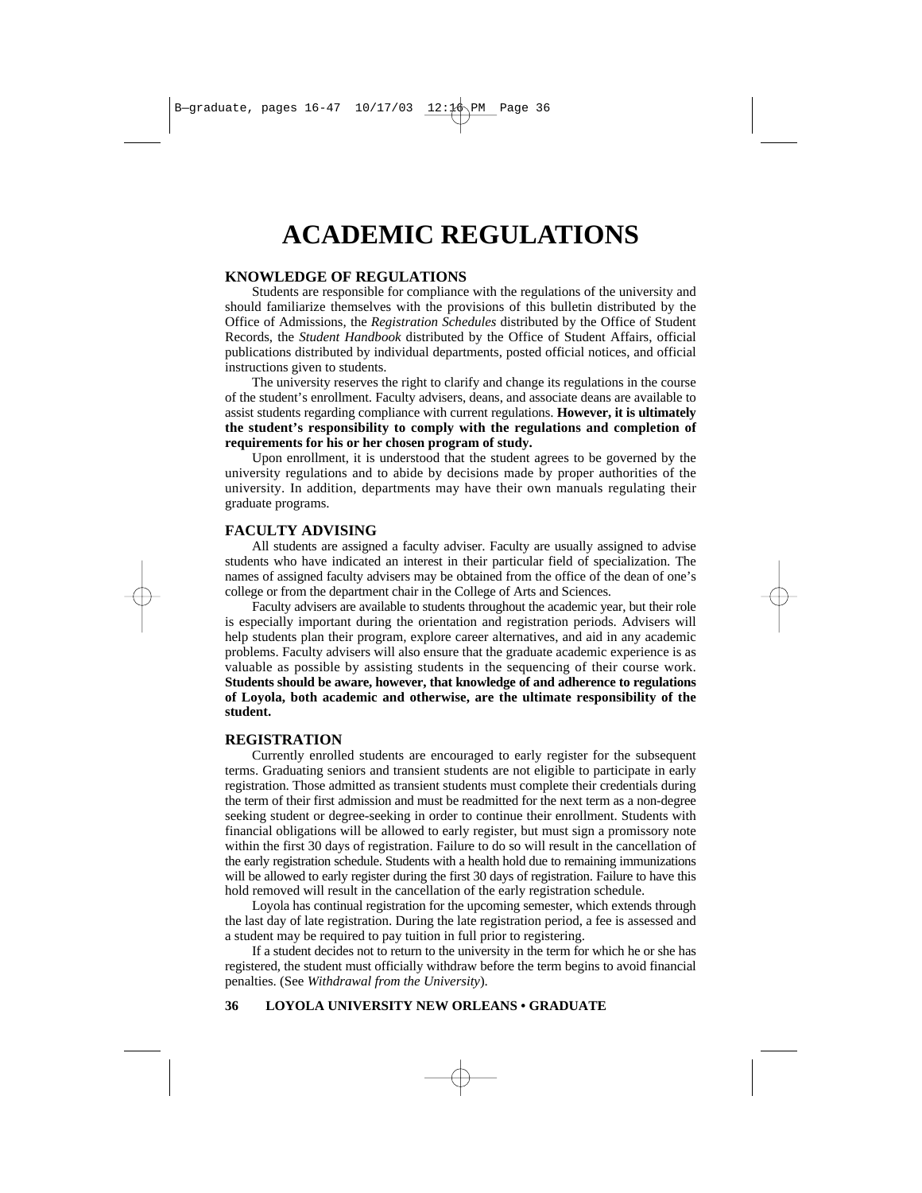# ACADEMIC REGULATIONS

## KNOWLEDGE OF REGULATIONS

Students are responsible for compliance with the regulations of the university and should familiarize themselves with the provisions of this bulletin distributed by the Office of Admissions, the *Registration Schedules* distributed by the Office of Student Records, the *Student Handbook* distributed by the Office of Student Affairs, official publications distributed by individual departments, posted official notices, and official instructions given to students.

The university reserves the right to clarify and change its regulations in the course of the student's enrollment. Faculty advisers, deans, and associate deans are available to assist students regarding compliance with current regulations. **However, it is ultimately the student's responsibility to comply with the regulations and completion of requirements for his or her chosen program of study.**

Upon enrollment, it is understood that the student agrees to be governed by the university regulations and to abide by decisions made by proper authorities of the university. In addition, departments may have their own manuals regulating their graduate programs.

## FACULTY ADVISING

All students are assigned a faculty adviser. Faculty are usually assigned to advise students who have indicated an interest in their particular field of specialization. The names of assigned faculty advisers may be obtained from the office of the dean of one's college or from the department chair in the College of Arts and Sciences.

Faculty advisers are available to students throughout the academic year, but their role is especially important during the orientation and registration periods. Advisers will help students plan their program, explore career alternatives, and aid in any academic problems. Faculty advisers will also ensure that the graduate academic experience is as valuable as possible by assisting students in the sequencing of their course work. **Students should be aware, however, that knowledge of and adherence to regulations of Loyola, both academic and otherwise, are the ultimate responsibility of the student.**

## REGISTRATION

Currently enrolled students are encouraged to early register for the subsequent terms. Graduating seniors and transient students are not eligible to participate in early registration. Those admitted as transient students must complete their credentials during the term of their first admission and must be readmitted for the next term as a non-degree seeking student or degree-seeking in order to continue their enrollment. Students with financial obligations will be allowed to early register, but must sign a promissory note within the first 30 days of registration. Failure to do so will result in the cancellation of the early registration schedule. Students with a health hold due to remaining immunizations will be allowed to early register during the first 30 days of registration. Failure to have this hold removed will result in the cancellation of the early registration schedule.

Loyola has continual registration for the upcoming semester, which extends through the last day of late registration. During the late registration period, a fee is assessed and a student may be required to pay tuition in full prior to registering.

If a student decides not to return to the university in the term for which he or she has registered, the student must officially withdraw before the term begins to avoid financial penalties. (See *Withdrawal from the University*).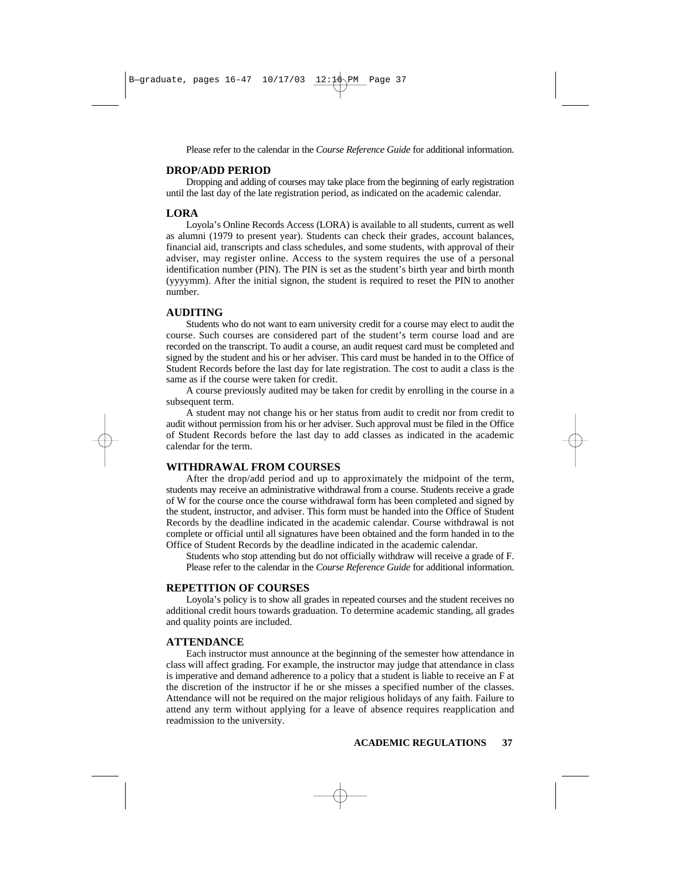Please refer to the calendar in the *Course Reference Guide* for additional information.

## DROP/ADD PERIOD

Dropping and adding of courses may take place from the beginning of early registration until the last day of the late registration period, as indicated on the academic calendar.

## LORA

Loyola's Online Records Access (LORA) is available to all students, current as well as alumni (1979 to present year). Students can check their grades, account balances, financial aid, transcripts and class schedules, and some students, with approval of their adviser, may register online. Access to the system requires the use of a personal identification number (PIN). The PIN is set as the student's birth year and birth month (yyyymm). After the initial signon, the student is required to reset the PIN to another number.

## AUDITING

Students who do not want to earn university credit for a course may elect to audit the course. Such courses are considered part of the student's term course load and are recorded on the transcript. To audit a course, an audit request card must be completed and signed by the student and his or her adviser. This card must be handed in to the Office of Student Records before the last day for late registration. The cost to audit a class is the same as if the course were taken for credit.

A course previously audited may be taken for credit by enrolling in the course in a subsequent term.

A student may not change his or her status from audit to credit nor from credit to audit without permission from his or her adviser. Such approval must be filed in the Office of Student Records before the last day to add classes as indicated in the academic calendar for the term.

## WITHDRAWAL FROM COURSES

After the drop/add period and up to approximately the midpoint of the term, students may receive an administrative withdrawal from a course. Students receive a grade of W for the course once the course withdrawal form has been completed and signed by the student, instructor, and adviser. This form must be handed into the Office of Student Records by the deadline indicated in the academic calendar. Course withdrawal is not complete or official until all signatures have been obtained and the form handed in to the Office of Student Records by the deadline indicated in the academic calendar.

Students who stop attending but do not officially withdraw will receive a grade of F.

Please refer to the calendar in the *Course Reference Guide* for additional information.

## REPETITION OF COURSES

Loyola's policy is to show all grades in repeated courses and the student receives no additional credit hours towards graduation. To determine academic standing, all grades and quality points are included.

## ATTENDANCE

Each instructor must announce at the beginning of the semester how attendance in class will affect grading. For example, the instructor may judge that attendance in class is imperative and demand adherence to a policy that a student is liable to receive an F at the discretion of the instructor if he or she misses a specified number of the classes. Attendance will not be required on the major religious holidays of any faith. Failure to attend any term without applying for a leave of absence requires reapplication and readmission to the university.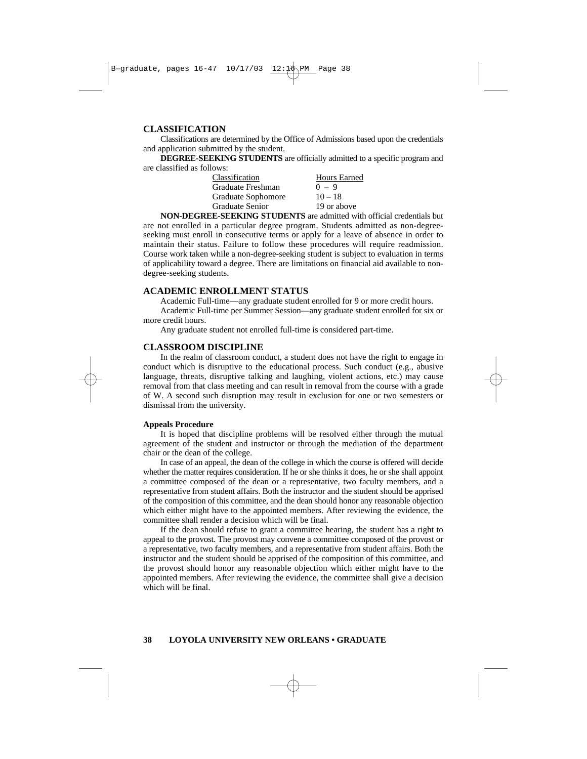## CLASSIFICATION

Classifications are determined by the Office of Admissions based upon the credentials and application submitted by the student.

**DEGREE-SEEKING STUDENTS** are officially admitted to a specific program and are classified as follows:

| Classification | Hours Earned |
|---|---|
| Graduate Freshman | 0 – 9 |
| Graduate Sophomore | 10 – 18 |
| Graduate Senior | 19 or above |

**NON-DEGREE-SEEKING STUDENTS** are admitted with official credentials but are not enrolled in a particular degree program. Students admitted as non-degree-seeking must enroll in consecutive terms or apply for a leave of absence in order to maintain their status. Failure to follow these procedures will require readmission. Course work taken while a non-degree-seeking student is subject to evaluation in terms of applicability toward a degree. There are limitations on financial aid available to non-degree-seeking students.

## ACADEMIC ENROLLMENT STATUS

Academic Full-time—any graduate student enrolled for 9 or more credit hours.

Academic Full-time per Summer Session—any graduate student enrolled for six or more credit hours.

Any graduate student not enrolled full-time is considered part-time.

## CLASSROOM DISCIPLINE

In the realm of classroom conduct, a student does not have the right to engage in conduct which is disruptive to the educational process. Such conduct (e.g., abusive language, threats, disruptive talking and laughing, violent actions, etc.) may cause removal from that class meeting and can result in removal from the course with a grade of W. A second such disruption may result in exclusion for one or two semesters or dismissal from the university.

### Appeals Procedure

It is hoped that discipline problems will be resolved either through the mutual agreement of the student and instructor or through the mediation of the department chair or the dean of the college.

In case of an appeal, the dean of the college in which the course is offered will decide whether the matter requires consideration. If he or she thinks it does, he or she shall appoint a committee composed of the dean or a representative, two faculty members, and a representative from student affairs. Both the instructor and the student should be apprised of the composition of this committee, and the dean should honor any reasonable objection which either might have to the appointed members. After reviewing the evidence, the committee shall render a decision which will be final.

If the dean should refuse to grant a committee hearing, the student has a right to appeal to the provost. The provost may convene a committee composed of the provost or a representative, two faculty members, and a representative from student affairs. Both the instructor and the student should be apprised of the composition of this committee, and the provost should honor any reasonable objection which either might have to the appointed members. After reviewing the evidence, the committee shall give a decision which will be final.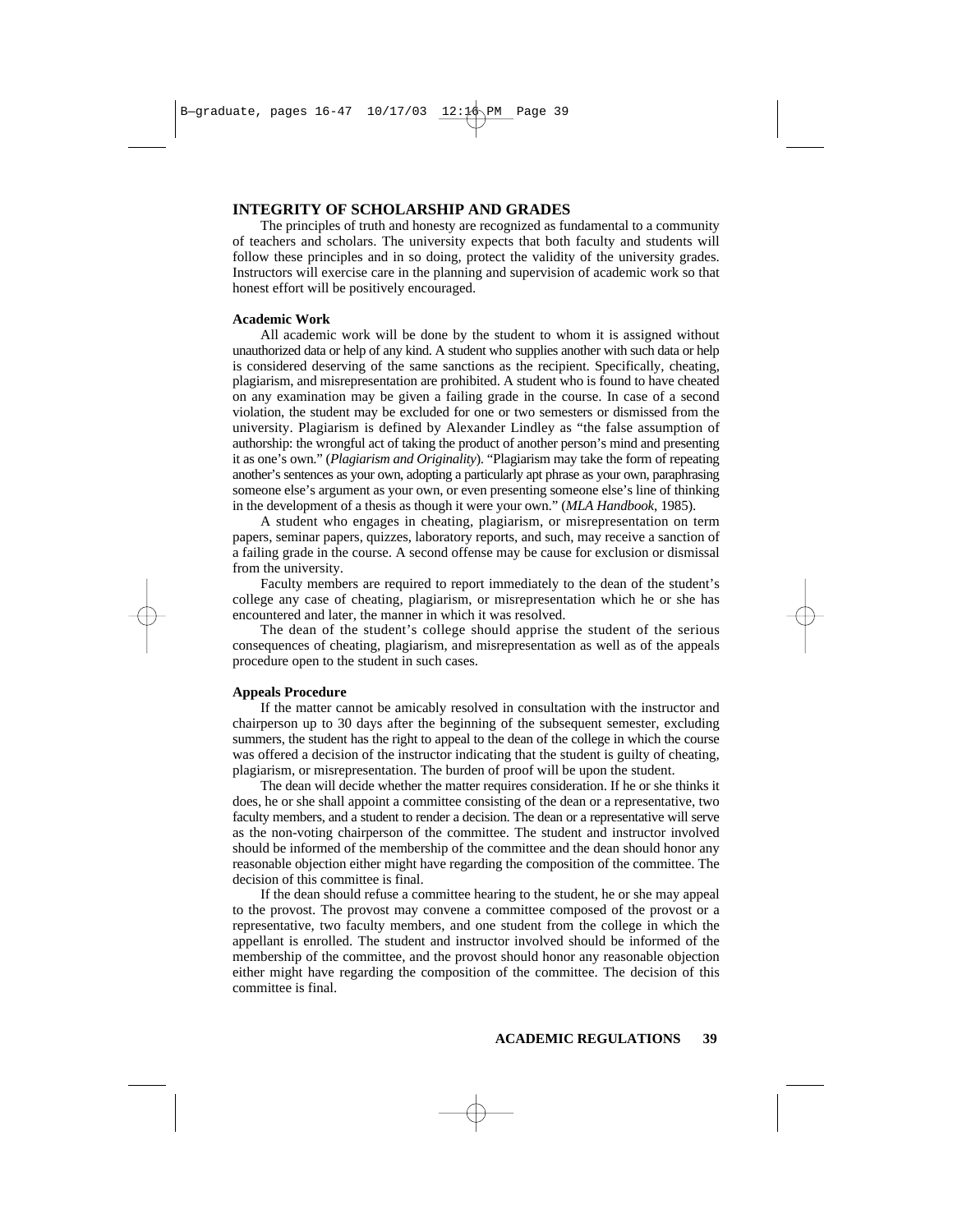## INTEGRITY OF SCHOLARSHIP AND GRADES

The principles of truth and honesty are recognized as fundamental to a community of teachers and scholars. The university expects that both faculty and students will follow these principles and in so doing, protect the validity of the university grades. Instructors will exercise care in the planning and supervision of academic work so that honest effort will be positively encouraged.

### Academic Work

All academic work will be done by the student to whom it is assigned without unauthorized data or help of any kind. A student who supplies another with such data or help is considered deserving of the same sanctions as the recipient. Specifically, cheating, plagiarism, and misrepresentation are prohibited. A student who is found to have cheated on any examination may be given a failing grade in the course. In case of a second violation, the student may be excluded for one or two semesters or dismissed from the university. Plagiarism is defined by Alexander Lindley as "the false assumption of authorship: the wrongful act of taking the product of another person's mind and presenting it as one's own." (*Plagiarism and Originality*). "Plagiarism may take the form of repeating another's sentences as your own, adopting a particularly apt phrase as your own, paraphrasing someone else's argument as your own, or even presenting someone else's line of thinking in the development of a thesis as though it were your own." (*MLA Handbook*, 1985).

A student who engages in cheating, plagiarism, or misrepresentation on term papers, seminar papers, quizzes, laboratory reports, and such, may receive a sanction of a failing grade in the course. A second offense may be cause for exclusion or dismissal from the university.

Faculty members are required to report immediately to the dean of the student's college any case of cheating, plagiarism, or misrepresentation which he or she has encountered and later, the manner in which it was resolved.

The dean of the student's college should apprise the student of the serious consequences of cheating, plagiarism, and misrepresentation as well as of the appeals procedure open to the student in such cases.

### Appeals Procedure

If the matter cannot be amicably resolved in consultation with the instructor and chairperson up to 30 days after the beginning of the subsequent semester, excluding summers, the student has the right to appeal to the dean of the college in which the course was offered a decision of the instructor indicating that the student is guilty of cheating, plagiarism, or misrepresentation. The burden of proof will be upon the student.

The dean will decide whether the matter requires consideration. If he or she thinks it does, he or she shall appoint a committee consisting of the dean or a representative, two faculty members, and a student to render a decision. The dean or a representative will serve as the non-voting chairperson of the committee. The student and instructor involved should be informed of the membership of the committee and the dean should honor any reasonable objection either might have regarding the composition of the committee. The decision of this committee is final.

If the dean should refuse a committee hearing to the student, he or she may appeal to the provost. The provost may convene a committee composed of the provost or a representative, two faculty members, and one student from the college in which the appellant is enrolled. The student and instructor involved should be informed of the membership of the committee, and the provost should honor any reasonable objection either might have regarding the composition of the committee. The decision of this committee is final.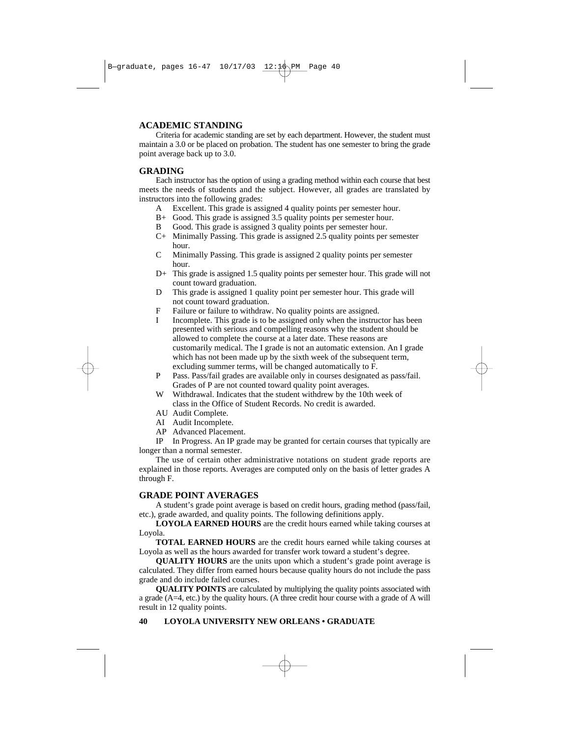## ACADEMIC STANDING

Criteria for academic standing are set by each department. However, the student must maintain a 3.0 or be placed on probation. The student has one semester to bring the grade point average back up to 3.0.

## GRADING

Each instructor has the option of using a grading method within each course that best meets the needs of students and the subject. However, all grades are translated by instructors into the following grades:

- A Excellent. This grade is assigned 4 quality points per semester hour.
- B+ Good. This grade is assigned 3.5 quality points per semester hour.
- B Good. This grade is assigned 3 quality points per semester hour.
- C+ Minimally Passing. This grade is assigned 2.5 quality points per semester hour.
- C Minimally Passing. This grade is assigned 2 quality points per semester hour.
- D+ This grade is assigned 1.5 quality points per semester hour. This grade will not count toward graduation.
- D This grade is assigned 1 quality point per semester hour. This grade will not count toward graduation.
- F Failure or failure to withdraw. No quality points are assigned.
- I Incomplete. This grade is to be assigned only when the instructor has been presented with serious and compelling reasons why the student should be allowed to complete the course at a later date. These reasons are customarily medical. The I grade is not an automatic extension. An I grade which has not been made up by the sixth week of the subsequent term, excluding summer terms, will be changed automatically to F.
- P Pass. Pass/fail grades are available only in courses designated as pass/fail. Grades of P are not counted toward quality point averages.
- W Withdrawal. Indicates that the student withdrew by the 10th week of class in the Office of Student Records. No credit is awarded.
- AU Audit Complete.
- AI Audit Incomplete.
- AP Advanced Placement.
- IP In Progress. An IP grade may be granted for certain courses that typically are longer than a normal semester.

The use of certain other administrative notations on student grade reports are explained in those reports. Averages are computed only on the basis of letter grades A through F.

## GRADE POINT AVERAGES

A student's grade point average is based on credit hours, grading method (pass/fail, etc.), grade awarded, and quality points. The following definitions apply.

**LOYOLA EARNED HOURS** are the credit hours earned while taking courses at Loyola.

**TOTAL EARNED HOURS** are the credit hours earned while taking courses at Loyola as well as the hours awarded for transfer work toward a student's degree.

**QUALITY HOURS** are the units upon which a student's grade point average is calculated. They differ from earned hours because quality hours do not include the pass grade and do include failed courses.

**QUALITY POINTS** are calculated by multiplying the quality points associated with a grade (A=4, etc.) by the quality hours. (A three credit hour course with a grade of A will result in 12 quality points.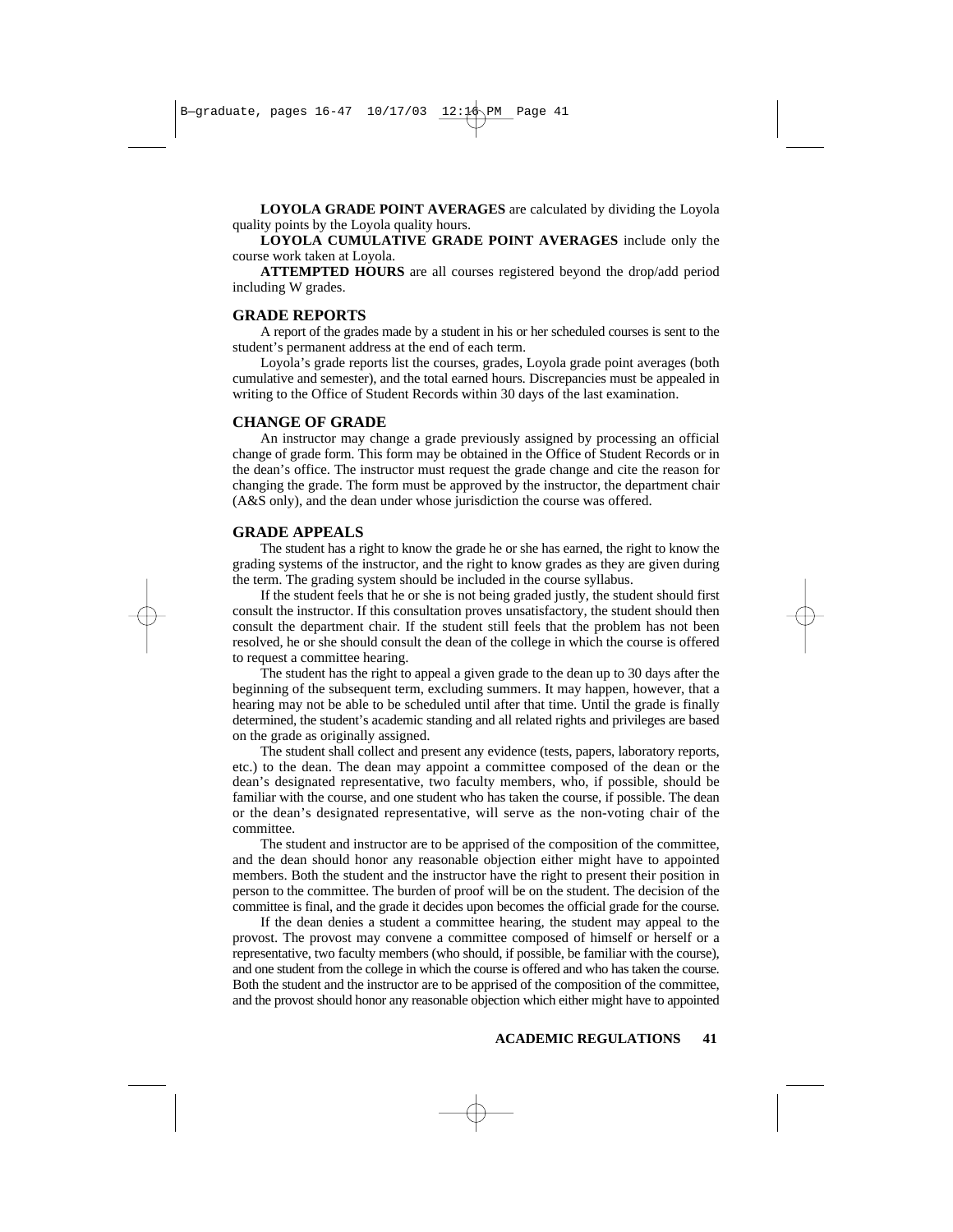**LOYOLA GRADE POINT AVERAGES** are calculated by dividing the Loyola quality points by the Loyola quality hours.

**LOYOLA CUMULATIVE GRADE POINT AVERAGES** include only the course work taken at Loyola.

**ATTEMPTED HOURS** are all courses registered beyond the drop/add period including W grades.

## GRADE REPORTS

A report of the grades made by a student in his or her scheduled courses is sent to the student's permanent address at the end of each term.

Loyola's grade reports list the courses, grades, Loyola grade point averages (both cumulative and semester), and the total earned hours. Discrepancies must be appealed in writing to the Office of Student Records within 30 days of the last examination.

## CHANGE OF GRADE

An instructor may change a grade previously assigned by processing an official change of grade form. This form may be obtained in the Office of Student Records or in the dean's office. The instructor must request the grade change and cite the reason for changing the grade. The form must be approved by the instructor, the department chair (A&S only), and the dean under whose jurisdiction the course was offered.

## GRADE APPEALS

The student has a right to know the grade he or she has earned, the right to know the grading systems of the instructor, and the right to know grades as they are given during the term. The grading system should be included in the course syllabus.

If the student feels that he or she is not being graded justly, the student should first consult the instructor. If this consultation proves unsatisfactory, the student should then consult the department chair. If the student still feels that the problem has not been resolved, he or she should consult the dean of the college in which the course is offered to request a committee hearing.

The student has the right to appeal a given grade to the dean up to 30 days after the beginning of the subsequent term, excluding summers. It may happen, however, that a hearing may not be able to be scheduled until after that time. Until the grade is finally determined, the student's academic standing and all related rights and privileges are based on the grade as originally assigned.

The student shall collect and present any evidence (tests, papers, laboratory reports, etc.) to the dean. The dean may appoint a committee composed of the dean or the dean's designated representative, two faculty members, who, if possible, should be familiar with the course, and one student who has taken the course, if possible. The dean or the dean's designated representative, will serve as the non-voting chair of the committee.

The student and instructor are to be apprised of the composition of the committee, and the dean should honor any reasonable objection either might have to appointed members. Both the student and the instructor have the right to present their position in person to the committee. The burden of proof will be on the student. The decision of the committee is final, and the grade it decides upon becomes the official grade for the course.

If the dean denies a student a committee hearing, the student may appeal to the provost. The provost may convene a committee composed of himself or herself or a representative, two faculty members (who should, if possible, be familiar with the course), and one student from the college in which the course is offered and who has taken the course. Both the student and the instructor are to be apprised of the composition of the committee, and the provost should honor any reasonable objection which either might have to appointed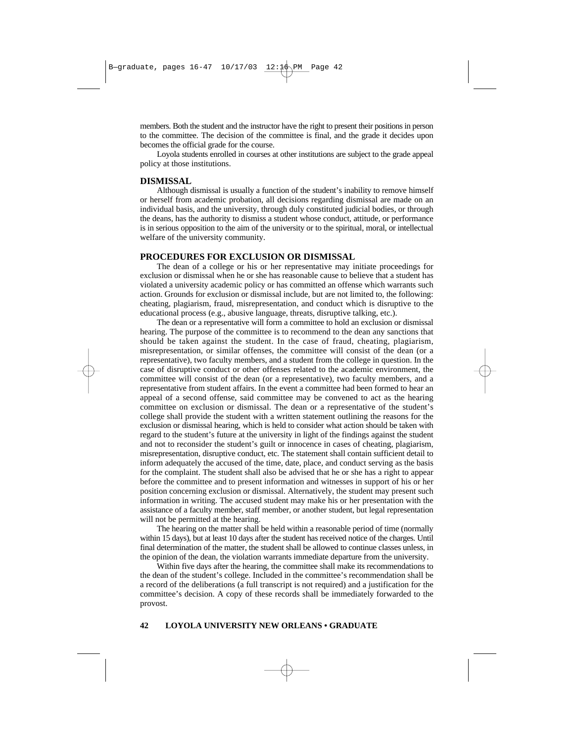members. Both the student and the instructor have the right to present their positions in person to the committee. The decision of the committee is final, and the grade it decides upon becomes the official grade for the course.

Loyola students enrolled in courses at other institutions are subject to the grade appeal policy at those institutions.

## DISMISSAL

Although dismissal is usually a function of the student's inability to remove himself or herself from academic probation, all decisions regarding dismissal are made on an individual basis, and the university, through duly constituted judicial bodies, or through the deans, has the authority to dismiss a student whose conduct, attitude, or performance is in serious opposition to the aim of the university or to the spiritual, moral, or intellectual welfare of the university community.

## PROCEDURES FOR EXCLUSION OR DISMISSAL

The dean of a college or his or her representative may initiate proceedings for exclusion or dismissal when he or she has reasonable cause to believe that a student has violated a university academic policy or has committed an offense which warrants such action. Grounds for exclusion or dismissal include, but are not limited to, the following: cheating, plagiarism, fraud, misrepresentation, and conduct which is disruptive to the educational process (e.g., abusive language, threats, disruptive talking, etc.).

The dean or a representative will form a committee to hold an exclusion or dismissal hearing. The purpose of the committee is to recommend to the dean any sanctions that should be taken against the student. In the case of fraud, cheating, plagiarism, misrepresentation, or similar offenses, the committee will consist of the dean (or a representative), two faculty members, and a student from the college in question. In the case of disruptive conduct or other offenses related to the academic environment, the committee will consist of the dean (or a representative), two faculty members, and a representative from student affairs. In the event a committee had been formed to hear an appeal of a second offense, said committee may be convened to act as the hearing committee on exclusion or dismissal. The dean or a representative of the student's college shall provide the student with a written statement outlining the reasons for the exclusion or dismissal hearing, which is held to consider what action should be taken with regard to the student's future at the university in light of the findings against the student and not to reconsider the student's guilt or innocence in cases of cheating, plagiarism, misrepresentation, disruptive conduct, etc. The statement shall contain sufficient detail to inform adequately the accused of the time, date, place, and conduct serving as the basis for the complaint. The student shall also be advised that he or she has a right to appear before the committee and to present information and witnesses in support of his or her position concerning exclusion or dismissal. Alternatively, the student may present such information in writing. The accused student may make his or her presentation with the assistance of a faculty member, staff member, or another student, but legal representation will not be permitted at the hearing.

The hearing on the matter shall be held within a reasonable period of time (normally within 15 days), but at least 10 days after the student has received notice of the charges. Until final determination of the matter, the student shall be allowed to continue classes unless, in the opinion of the dean, the violation warrants immediate departure from the university.

Within five days after the hearing, the committee shall make its recommendations to the dean of the student's college. Included in the committee's recommendation shall be a record of the deliberations (a full transcript is not required) and a justification for the committee's decision. A copy of these records shall be immediately forwarded to the provost.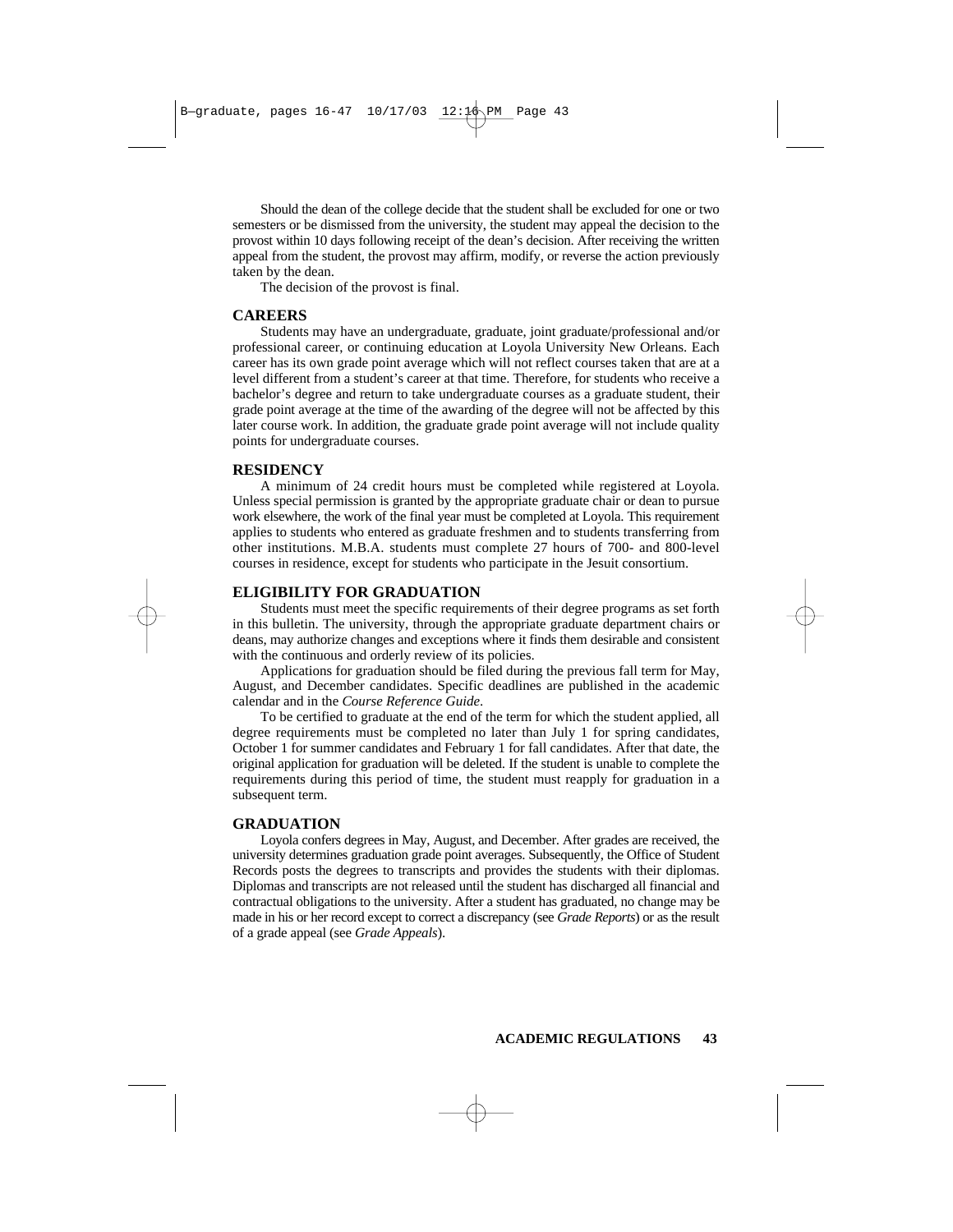Should the dean of the college decide that the student shall be excluded for one or two semesters or be dismissed from the university, the student may appeal the decision to the provost within 10 days following receipt of the dean's decision. After receiving the written appeal from the student, the provost may affirm, modify, or reverse the action previously taken by the dean.

The decision of the provost is final.

## CAREERS

Students may have an undergraduate, graduate, joint graduate/professional and/or professional career, or continuing education at Loyola University New Orleans. Each career has its own grade point average which will not reflect courses taken that are at a level different from a student's career at that time. Therefore, for students who receive a bachelor's degree and return to take undergraduate courses as a graduate student, their grade point average at the time of the awarding of the degree will not be affected by this later course work. In addition, the graduate grade point average will not include quality points for undergraduate courses.

## RESIDENCY

A minimum of 24 credit hours must be completed while registered at Loyola. Unless special permission is granted by the appropriate graduate chair or dean to pursue work elsewhere, the work of the final year must be completed at Loyola. This requirement applies to students who entered as graduate freshmen and to students transferring from other institutions. M.B.A. students must complete 27 hours of 700- and 800-level courses in residence, except for students who participate in the Jesuit consortium.

## ELIGIBILITY FOR GRADUATION

Students must meet the specific requirements of their degree programs as set forth in this bulletin. The university, through the appropriate graduate department chairs or deans, may authorize changes and exceptions where it finds them desirable and consistent with the continuous and orderly review of its policies.

Applications for graduation should be filed during the previous fall term for May, August, and December candidates. Specific deadlines are published in the academic calendar and in the *Course Reference Guide*.

To be certified to graduate at the end of the term for which the student applied, all degree requirements must be completed no later than July 1 for spring candidates, October 1 for summer candidates and February 1 for fall candidates. After that date, the original application for graduation will be deleted. If the student is unable to complete the requirements during this period of time, the student must reapply for graduation in a subsequent term.

## GRADUATION

Loyola confers degrees in May, August, and December. After grades are received, the university determines graduation grade point averages. Subsequently, the Office of Student Records posts the degrees to transcripts and provides the students with their diplomas. Diplomas and transcripts are not released until the student has discharged all financial and contractual obligations to the university. After a student has graduated, no change may be made in his or her record except to correct a discrepancy (see *Grade Reports*) or as the result of a grade appeal (see *Grade Appeals*).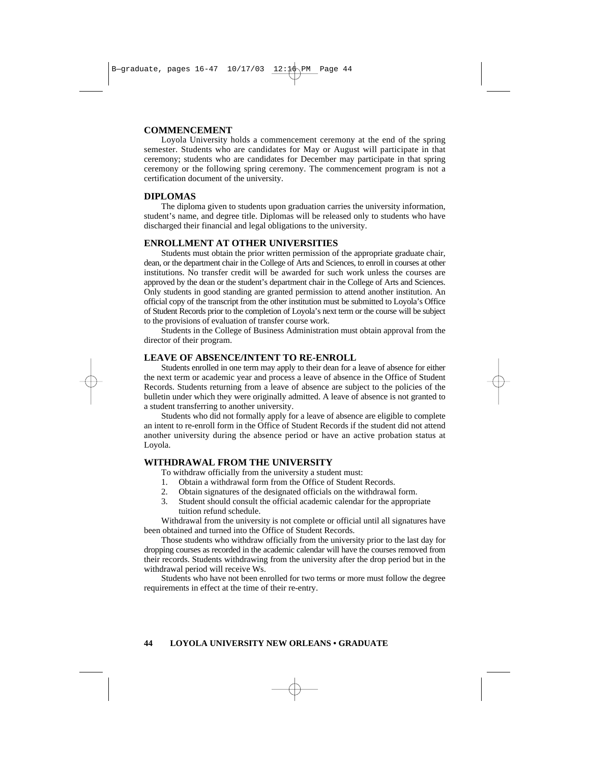## COMMENCEMENT

Loyola University holds a commencement ceremony at the end of the spring semester. Students who are candidates for May or August will participate in that ceremony; students who are candidates for December may participate in that spring ceremony or the following spring ceremony. The commencement program is not a certification document of the university.

## DIPLOMAS

The diploma given to students upon graduation carries the university information, student's name, and degree title. Diplomas will be released only to students who have discharged their financial and legal obligations to the university.

## ENROLLMENT AT OTHER UNIVERSITIES

Students must obtain the prior written permission of the appropriate graduate chair, dean, or the department chair in the College of Arts and Sciences, to enroll in courses at other institutions. No transfer credit will be awarded for such work unless the courses are approved by the dean or the student's department chair in the College of Arts and Sciences. Only students in good standing are granted permission to attend another institution. An official copy of the transcript from the other institution must be submitted to Loyola's Office of Student Records prior to the completion of Loyola's next term or the course will be subject to the provisions of evaluation of transfer course work.

Students in the College of Business Administration must obtain approval from the director of their program.

## LEAVE OF ABSENCE/INTENT TO RE-ENROLL

Students enrolled in one term may apply to their dean for a leave of absence for either the next term or academic year and process a leave of absence in the Office of Student Records. Students returning from a leave of absence are subject to the policies of the bulletin under which they were originally admitted. A leave of absence is not granted to a student transferring to another university.

Students who did not formally apply for a leave of absence are eligible to complete an intent to re-enroll form in the Office of Student Records if the student did not attend another university during the absence period or have an active probation status at Loyola.

## WITHDRAWAL FROM THE UNIVERSITY

To withdraw officially from the university a student must:

1. Obtain a withdrawal form from the Office of Student Records.
2. Obtain signatures of the designated officials on the withdrawal form.
3. Student should consult the official academic calendar for the appropriate tuition refund schedule.

Withdrawal from the university is not complete or official until all signatures have been obtained and turned into the Office of Student Records.

Those students who withdraw officially from the university prior to the last day for dropping courses as recorded in the academic calendar will have the courses removed from their records. Students withdrawing from the university after the drop period but in the withdrawal period will receive Ws.

Students who have not been enrolled for two terms or more must follow the degree requirements in effect at the time of their re-entry.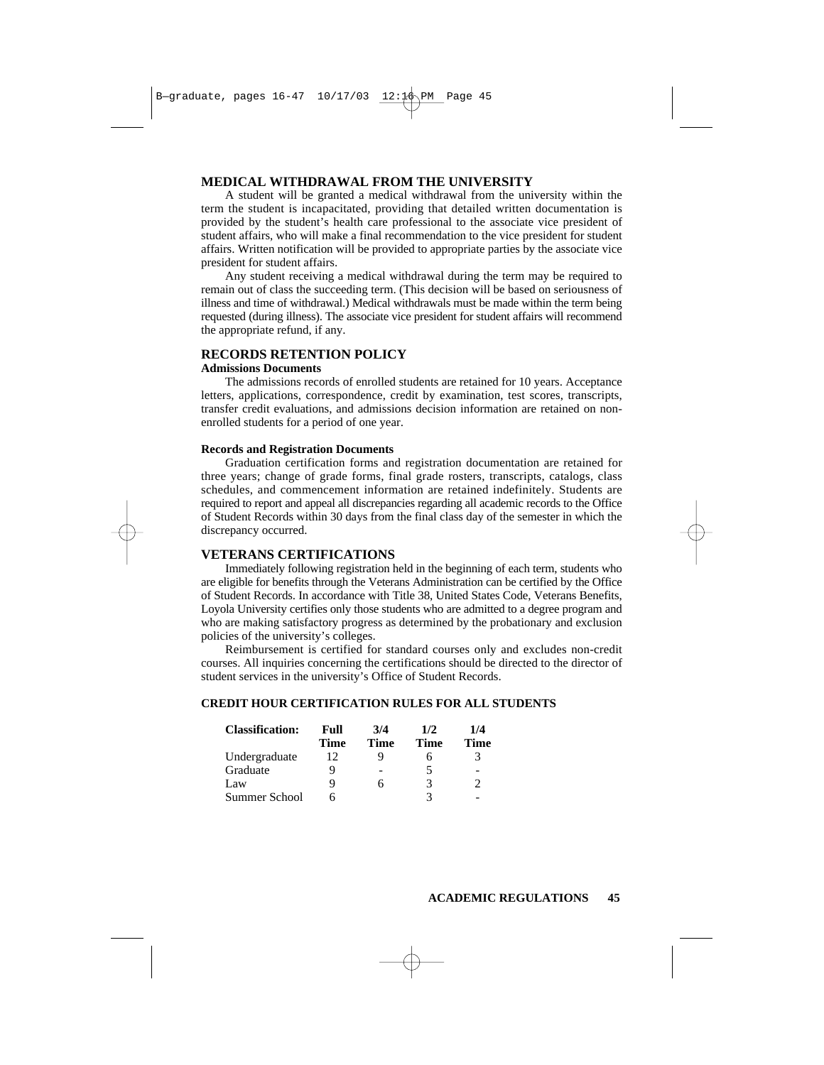## MEDICAL WITHDRAWAL FROM THE UNIVERSITY

A student will be granted a medical withdrawal from the university within the term the student is incapacitated, providing that detailed written documentation is provided by the student's health care professional to the associate vice president of student affairs, who will make a final recommendation to the vice president for student affairs. Written notification will be provided to appropriate parties by the associate vice president for student affairs.

Any student receiving a medical withdrawal during the term may be required to remain out of class the succeeding term. (This decision will be based on seriousness of illness and time of withdrawal.) Medical withdrawals must be made within the term being requested (during illness). The associate vice president for student affairs will recommend the appropriate refund, if any.

## RECORDS RETENTION POLICY

**Admissions Documents**

The admissions records of enrolled students are retained for 10 years. Acceptance letters, applications, correspondence, credit by examination, test scores, transcripts, transfer credit evaluations, and admissions decision information are retained on non-enrolled students for a period of one year.

**Records and Registration Documents**

Graduation certification forms and registration documentation are retained for three years; change of grade forms, final grade rosters, transcripts, catalogs, class schedules, and commencement information are retained indefinitely. Students are required to report and appeal all discrepancies regarding all academic records to the Office of Student Records within 30 days from the final class day of the semester in which the discrepancy occurred.

## VETERANS CERTIFICATIONS

Immediately following registration held in the beginning of each term, students who are eligible for benefits through the Veterans Administration can be certified by the Office of Student Records. In accordance with Title 38, United States Code, Veterans Benefits, Loyola University certifies only those students who are admitted to a degree program and who are making satisfactory progress as determined by the probationary and exclusion policies of the university's colleges.

Reimbursement is certified for standard courses only and excludes non-credit courses. All inquiries concerning the certifications should be directed to the director of student services in the university's Office of Student Records.

### CREDIT HOUR CERTIFICATION RULES FOR ALL STUDENTS

| Classification: | Full Time | 3/4 Time | 1/2 Time | 1/4 Time |
|---|---|---|---|---|
| Undergraduate | 12 | 9 | 6 | 3 |
| Graduate | 9 | - | 5 | - |
| Law | 9 | 6 | 3 | 2 |
| Summer School | 6 | | 3 | - |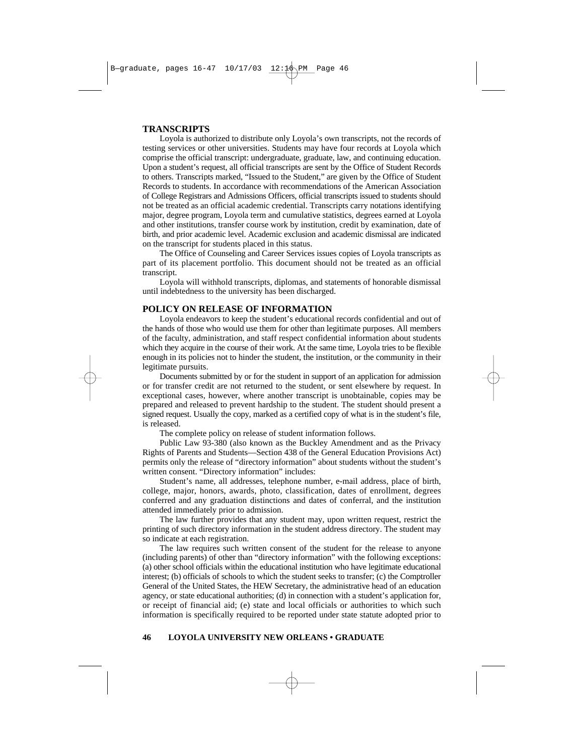## TRANSCRIPTS

Loyola is authorized to distribute only Loyola's own transcripts, not the records of testing services or other universities. Students may have four records at Loyola which comprise the official transcript: undergraduate, graduate, law, and continuing education. Upon a student's request, all official transcripts are sent by the Office of Student Records to others. Transcripts marked, "Issued to the Student," are given by the Office of Student Records to students. In accordance with recommendations of the American Association of College Registrars and Admissions Officers, official transcripts issued to students should not be treated as an official academic credential. Transcripts carry notations identifying major, degree program, Loyola term and cumulative statistics, degrees earned at Loyola and other institutions, transfer course work by institution, credit by examination, date of birth, and prior academic level. Academic exclusion and academic dismissal are indicated on the transcript for students placed in this status.

The Office of Counseling and Career Services issues copies of Loyola transcripts as part of its placement portfolio. This document should not be treated as an official transcript.

Loyola will withhold transcripts, diplomas, and statements of honorable dismissal until indebtedness to the university has been discharged.

## POLICY ON RELEASE OF INFORMATION

Loyola endeavors to keep the student's educational records confidential and out of the hands of those who would use them for other than legitimate purposes. All members of the faculty, administration, and staff respect confidential information about students which they acquire in the course of their work. At the same time, Loyola tries to be flexible enough in its policies not to hinder the student, the institution, or the community in their legitimate pursuits.

Documents submitted by or for the student in support of an application for admission or for transfer credit are not returned to the student, or sent elsewhere by request. In exceptional cases, however, where another transcript is unobtainable, copies may be prepared and released to prevent hardship to the student. The student should present a signed request. Usually the copy, marked as a certified copy of what is in the student's file, is released.

The complete policy on release of student information follows.

Public Law 93-380 (also known as the Buckley Amendment and as the Privacy Rights of Parents and Students—Section 438 of the General Education Provisions Act) permits only the release of "directory information" about students without the student's written consent. "Directory information" includes:

Student's name, all addresses, telephone number, e-mail address, place of birth, college, major, honors, awards, photo, classification, dates of enrollment, degrees conferred and any graduation distinctions and dates of conferral, and the institution attended immediately prior to admission.

The law further provides that any student may, upon written request, restrict the printing of such directory information in the student address directory. The student may so indicate at each registration.

The law requires such written consent of the student for the release to anyone (including parents) of other than "directory information" with the following exceptions: (a) other school officials within the educational institution who have legitimate educational interest; (b) officials of schools to which the student seeks to transfer; (c) the Comptroller General of the United States, the HEW Secretary, the administrative head of an education agency, or state educational authorities; (d) in connection with a student's application for, or receipt of financial aid; (e) state and local officials or authorities to which such information is specifically required to be reported under state statute adopted prior to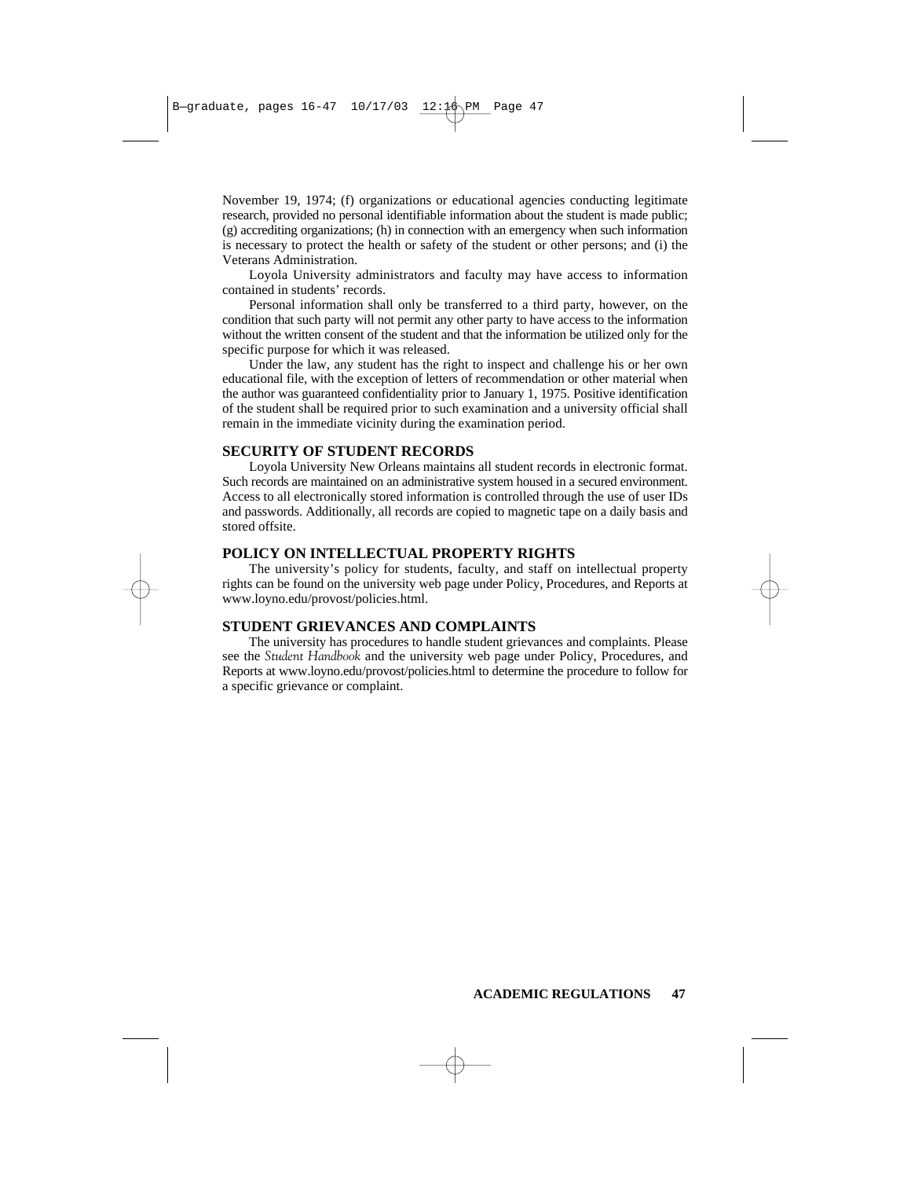November 19, 1974; (f) organizations or educational agencies conducting legitimate research, provided no personal identifiable information about the student is made public; (g) accrediting organizations; (h) in connection with an emergency when such information is necessary to protect the health or safety of the student or other persons; and (i) the Veterans Administration.

Loyola University administrators and faculty may have access to information contained in students' records.

Personal information shall only be transferred to a third party, however, on the condition that such party will not permit any other party to have access to the information without the written consent of the student and that the information be utilized only for the specific purpose for which it was released.

Under the law, any student has the right to inspect and challenge his or her own educational file, with the exception of letters of recommendation or other material when the author was guaranteed confidentiality prior to January 1, 1975. Positive identification of the student shall be required prior to such examination and a university official shall remain in the immediate vicinity during the examination period.

## SECURITY OF STUDENT RECORDS

Loyola University New Orleans maintains all student records in electronic format. Such records are maintained on an administrative system housed in a secured environment. Access to all electronically stored information is controlled through the use of user IDs and passwords. Additionally, all records are copied to magnetic tape on a daily basis and stored offsite.

## POLICY ON INTELLECTUAL PROPERTY RIGHTS

The university's policy for students, faculty, and staff on intellectual property rights can be found on the university web page under Policy, Procedures, and Reports at www.loyno.edu/provost/policies.html.

## STUDENT GRIEVANCES AND COMPLAINTS

The university has procedures to handle student grievances and complaints. Please see the *Student Handbook* and the university web page under Policy, Procedures, and Reports at www.loyno.edu/provost/policies.html to determine the procedure to follow for a specific grievance or complaint.